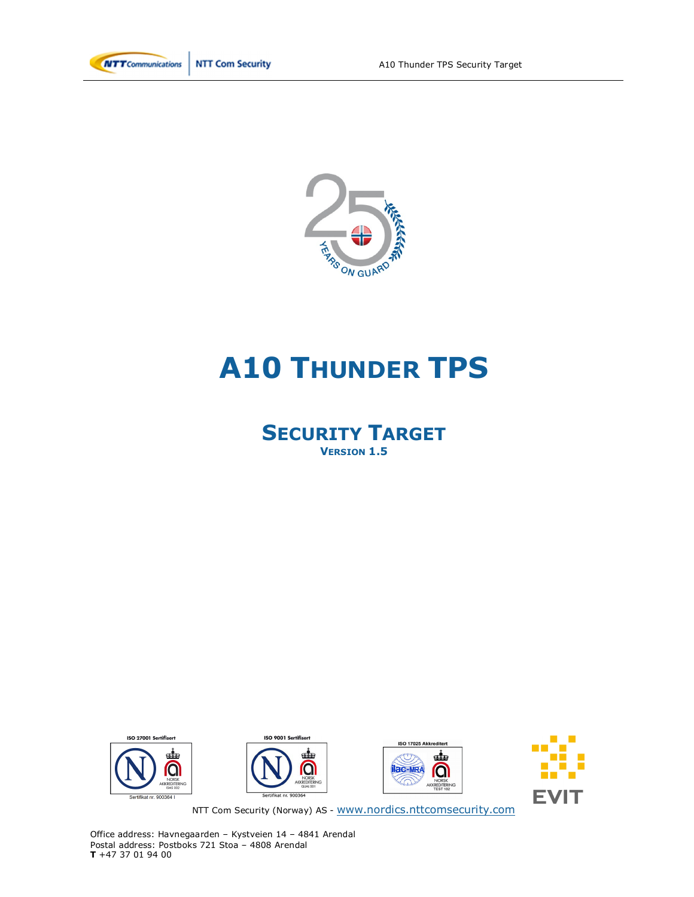# A10 Thunder TPS

## Security Target

### Version 1.5

NTT Com Security (Norway) AS - www.nordics.nttcomsecurity.com

Office address: Havnegaarden – Kystveien 14 – 4841 Arendal
Postal address: Postboks 721 Stoa – 4808 Arendal
**T** +47 37 01 94 00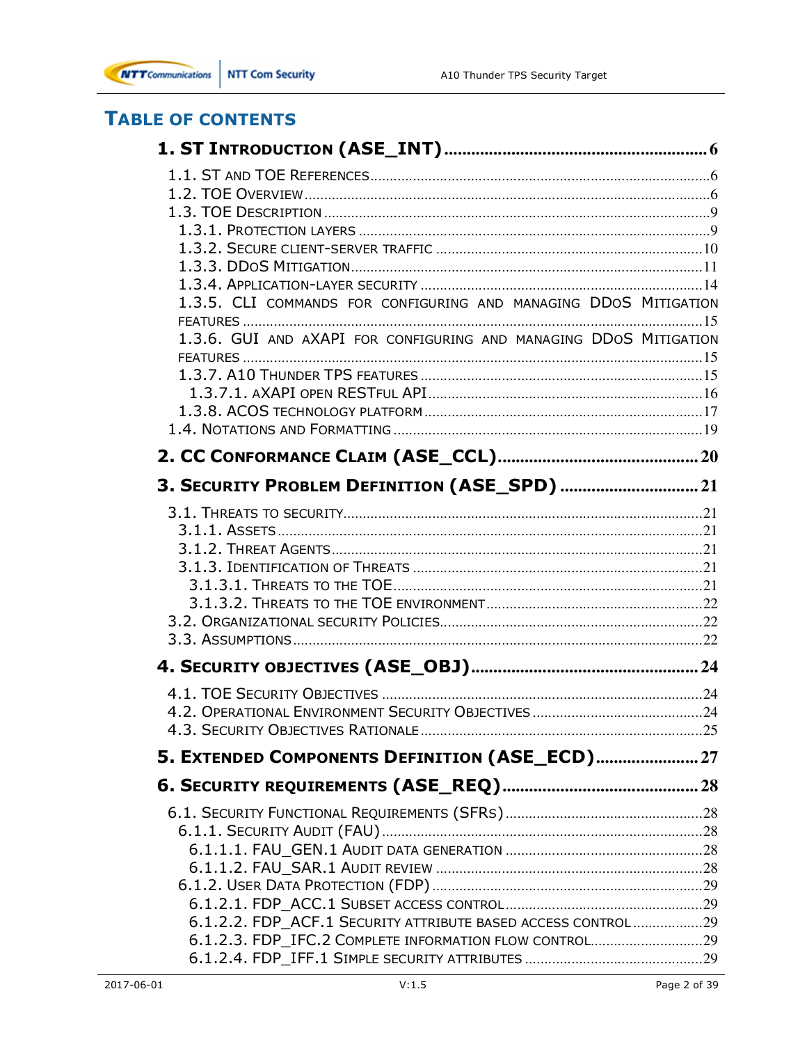## TABLE OF CONTENTS

**1. ST INTRODUCTION (ASE_INT) .......... 6**

1.1. ST AND TOE REFERENCES .......... 6
1.2. TOE OVERVIEW .......... 6
1.3. TOE DESCRIPTION .......... 9
1.3.1. PROTECTION LAYERS .......... 9
1.3.2. SECURE CLIENT-SERVER TRAFFIC .......... 10
1.3.3. DDOS MITIGATION .......... 11
1.3.4. APPLICATION-LAYER SECURITY .......... 14
1.3.5. CLI COMMANDS FOR CONFIGURING AND MANAGING DDOS MITIGATION FEATURES .......... 15
1.3.6. GUI AND AXAPI FOR CONFIGURING AND MANAGING DDOS MITIGATION FEATURES .......... 15
1.3.7. A10 THUNDER TPS FEATURES .......... 15
1.3.7.1. AXAPI OPEN RESTFUL API .......... 16
1.3.8. ACOS TECHNOLOGY PLATFORM .......... 17
1.4. NOTATIONS AND FORMATTING .......... 19

**2. CC CONFORMANCE CLAIM (ASE_CCL) .......... 20**

**3. SECURITY PROBLEM DEFINITION (ASE_SPD) .......... 21**

3.1. THREATS TO SECURITY .......... 21
3.1.1. ASSETS .......... 21
3.1.2. THREAT AGENTS .......... 21
3.1.3. IDENTIFICATION OF THREATS .......... 21
3.1.3.1. THREATS TO THE TOE .......... 21
3.1.3.2. THREATS TO THE TOE ENVIRONMENT .......... 22
3.2. ORGANIZATIONAL SECURITY POLICIES .......... 22
3.3. ASSUMPTIONS .......... 22

**4. SECURITY OBJECTIVES (ASE_OBJ) .......... 24**

4.1. TOE SECURITY OBJECTIVES .......... 24
4.2. OPERATIONAL ENVIRONMENT SECURITY OBJECTIVES .......... 24
4.3. SECURITY OBJECTIVES RATIONALE .......... 25

**5. EXTENDED COMPONENTS DEFINITION (ASE_ECD) .......... 27**

**6. SECURITY REQUIREMENTS (ASE_REQ) .......... 28**

6.1. SECURITY FUNCTIONAL REQUIREMENTS (SFRS) .......... 28
6.1.1. SECURITY AUDIT (FAU) .......... 28
6.1.1.1. FAU_GEN.1 AUDIT DATA GENERATION .......... 28
6.1.1.2. FAU_SAR.1 AUDIT REVIEW .......... 28
6.1.2. USER DATA PROTECTION (FDP) .......... 29
6.1.2.1. FDP_ACC.1 SUBSET ACCESS CONTROL .......... 29
6.1.2.2. FDP_ACF.1 SECURITY ATTRIBUTE BASED ACCESS CONTROL .......... 29
6.1.2.3. FDP_IFC.2 COMPLETE INFORMATION FLOW CONTROL .......... 29
6.1.2.4. FDP_IFF.1 SIMPLE SECURITY ATTRIBUTES .......... 29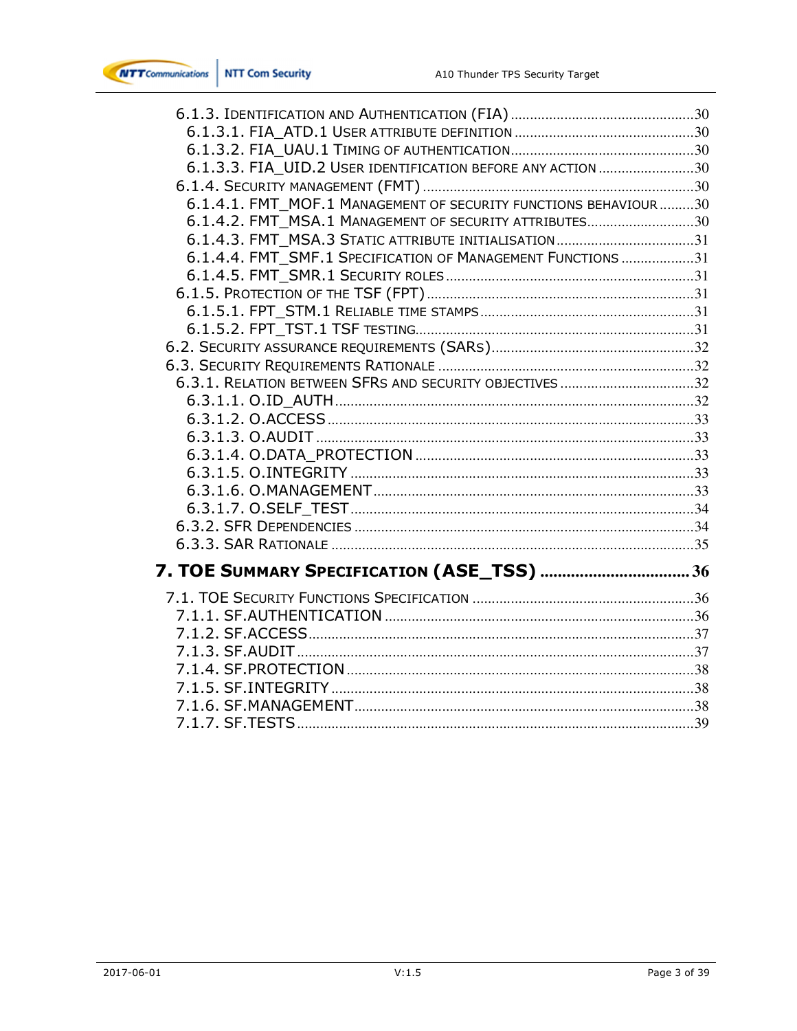6.1.3. Identification and Authentication (FIA) ..... 30
6.1.3.1. FIA_ATD.1 User attribute definition ..... 30
6.1.3.2. FIA_UAU.1 Timing of authentication ..... 30
6.1.3.3. FIA_UID.2 User identification before any action ..... 30
6.1.4. Security management (FMT) ..... 30
6.1.4.1. FMT_MOF.1 Management of security functions behaviour ..... 30
6.1.4.2. FMT_MSA.1 Management of security attributes ..... 30
6.1.4.3. FMT_MSA.3 Static attribute initialisation ..... 31
6.1.4.4. FMT_SMF.1 Specification of Management Functions ..... 31
6.1.4.5. FMT_SMR.1 Security roles ..... 31
6.1.5. Protection of the TSF (FPT) ..... 31
6.1.5.1. FPT_STM.1 Reliable time stamps ..... 31
6.1.5.2. FPT_TST.1 TSF testing ..... 31
6.2. Security assurance requirements (SARs) ..... 32
6.3. Security Requirements Rationale ..... 32
6.3.1. Relation between SFRs and security objectives ..... 32
6.3.1.1. O.ID_AUTH ..... 32
6.3.1.2. O.ACCESS ..... 33
6.3.1.3. O.AUDIT ..... 33
6.3.1.4. O.DATA_PROTECTION ..... 33
6.3.1.5. O.INTEGRITY ..... 33
6.3.1.6. O.MANAGEMENT ..... 33
6.3.1.7. O.SELF_TEST ..... 34
6.3.2. SFR Dependencies ..... 34
6.3.3. SAR Rationale ..... 35

**7. TOE Summary Specification (ASE_TSS) ..... 36**

7.1. TOE Security Functions Specification ..... 36
7.1.1. SF.AUTHENTICATION ..... 36
7.1.2. SF.ACCESS ..... 37
7.1.3. SF.AUDIT ..... 37
7.1.4. SF.PROTECTION ..... 38
7.1.5. SF.INTEGRITY ..... 38
7.1.6. SF.MANAGEMENT ..... 38
7.1.7. SF.TESTS ..... 39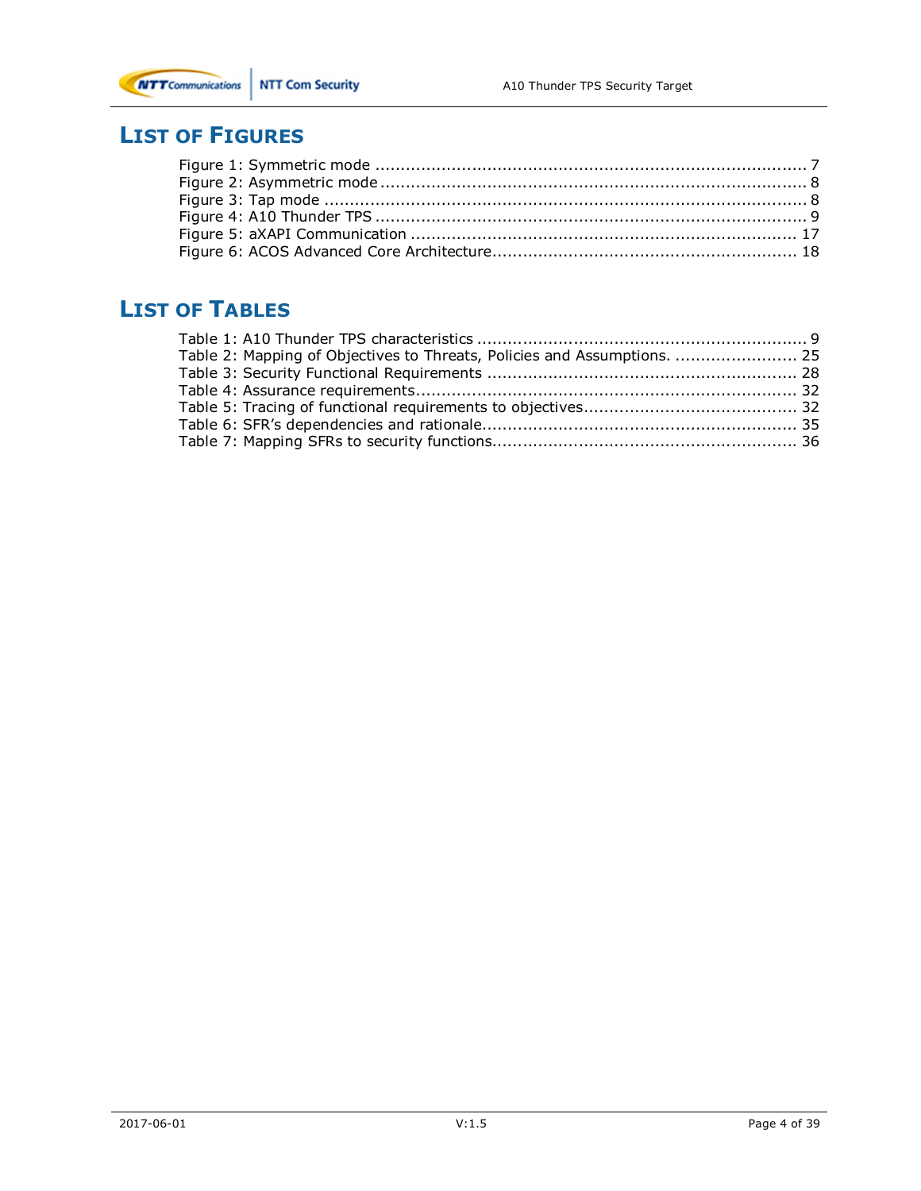## LIST OF FIGURES

Figure 1: Symmetric mode ..................................................................................... 7
Figure 2: Asymmetric mode .................................................................................... 8
Figure 3: Tap mode ............................................................................................... 8
Figure 4: A10 Thunder TPS ..................................................................................... 9
Figure 5: aXAPI Communication ........................................................................... 17
Figure 6: ACOS Advanced Core Architecture............................................................ 18

## LIST OF TABLES

Table 1: A10 Thunder TPS characteristics ................................................................. 9
Table 2: Mapping of Objectives to Threats, Policies and Assumptions. ......................... 25
Table 3: Security Functional Requirements ............................................................. 28
Table 4: Assurance requirements........................................................................... 32
Table 5: Tracing of functional requirements to objectives.......................................... 32
Table 6: SFR's dependencies and rationale.............................................................. 35
Table 7: Mapping SFRs to security functions............................................................ 36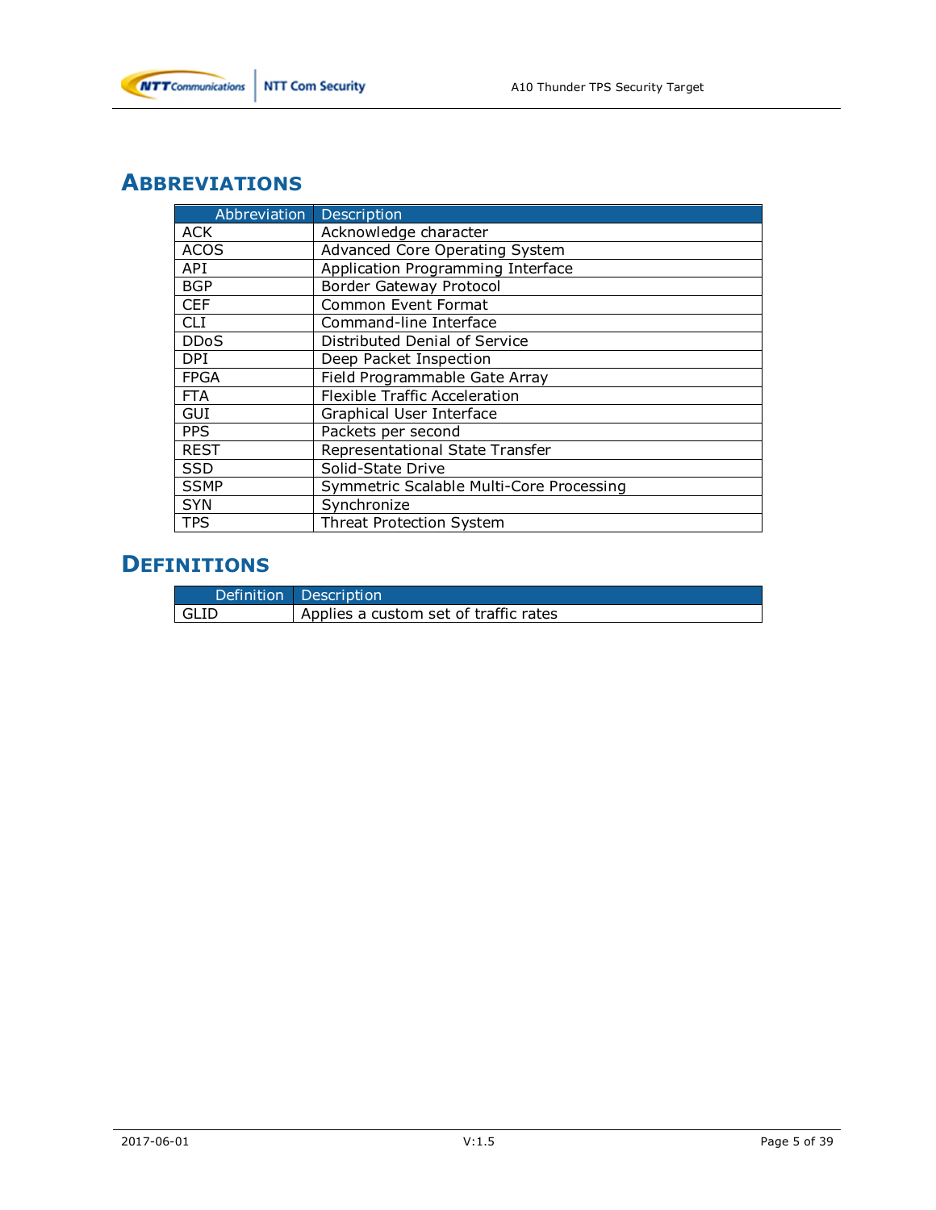# ABBREVIATIONS

| Abbreviation | Description |
|---|---|
| ACK | Acknowledge character |
| ACOS | Advanced Core Operating System |
| API | Application Programming Interface |
| BGP | Border Gateway Protocol |
| CEF | Common Event Format |
| CLI | Command-line Interface |
| DDoS | Distributed Denial of Service |
| DPI | Deep Packet Inspection |
| FPGA | Field Programmable Gate Array |
| FTA | Flexible Traffic Acceleration |
| GUI | Graphical User Interface |
| PPS | Packets per second |
| REST | Representational State Transfer |
| SSD | Solid-State Drive |
| SSMP | Symmetric Scalable Multi-Core Processing |
| SYN | Synchronize |
| TPS | Threat Protection System |

# DEFINITIONS

| Definition | Description |
|---|---|
| GLID | Applies a custom set of traffic rates |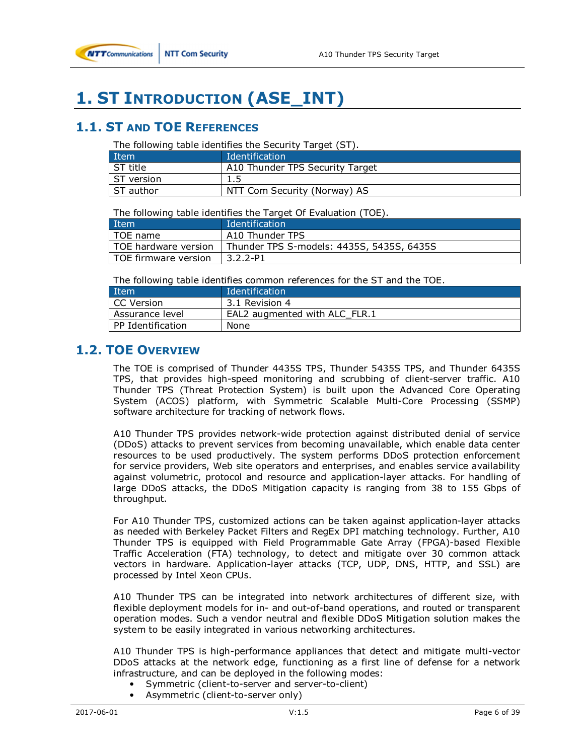# 1. ST INTRODUCTION (ASE_INT)

## 1.1. ST AND TOE REFERENCES

The following table identifies the Security Target (ST).

| Item | Identification |
|---|---|
| ST title | A10 Thunder TPS Security Target |
| ST version | 1.5 |
| ST author | NTT Com Security (Norway) AS |

The following table identifies the Target Of Evaluation (TOE).

| Item | Identification |
|---|---|
| TOE name | A10 Thunder TPS |
| TOE hardware version | Thunder TPS S-models: 4435S, 5435S, 6435S |
| TOE firmware version | 3.2.2-P1 |

The following table identifies common references for the ST and the TOE.

| Item | Identification |
|---|---|
| CC Version | 3.1 Revision 4 |
| Assurance level | EAL2 augmented with ALC_FLR.1 |
| PP Identification | None |

## 1.2. TOE OVERVIEW

The TOE is comprised of Thunder 4435S TPS, Thunder 5435S TPS, and Thunder 6435S TPS, that provides high-speed monitoring and scrubbing of client-server traffic. A10 Thunder TPS (Threat Protection System) is built upon the Advanced Core Operating System (ACOS) platform, with Symmetric Scalable Multi-Core Processing (SSMP) software architecture for tracking of network flows.

A10 Thunder TPS provides network-wide protection against distributed denial of service (DDoS) attacks to prevent services from becoming unavailable, which enable data center resources to be used productively. The system performs DDoS protection enforcement for service providers, Web site operators and enterprises, and enables service availability against volumetric, protocol and resource and application-layer attacks. For handling of large DDoS attacks, the DDoS Mitigation capacity is ranging from 38 to 155 Gbps of throughput.

For A10 Thunder TPS, customized actions can be taken against application-layer attacks as needed with Berkeley Packet Filters and RegEx DPI matching technology. Further, A10 Thunder TPS is equipped with Field Programmable Gate Array (FPGA)-based Flexible Traffic Acceleration (FTA) technology, to detect and mitigate over 30 common attack vectors in hardware. Application-layer attacks (TCP, UDP, DNS, HTTP, and SSL) are processed by Intel Xeon CPUs.

A10 Thunder TPS can be integrated into network architectures of different size, with flexible deployment models for in- and out-of-band operations, and routed or transparent operation modes. Such a vendor neutral and flexible DDoS Mitigation solution makes the system to be easily integrated in various networking architectures.

A10 Thunder TPS is high-performance appliances that detect and mitigate multi-vector DDoS attacks at the network edge, functioning as a first line of defense for a network infrastructure, and can be deployed in the following modes:

- Symmetric (client-to-server and server-to-client)
- Asymmetric (client-to-server only)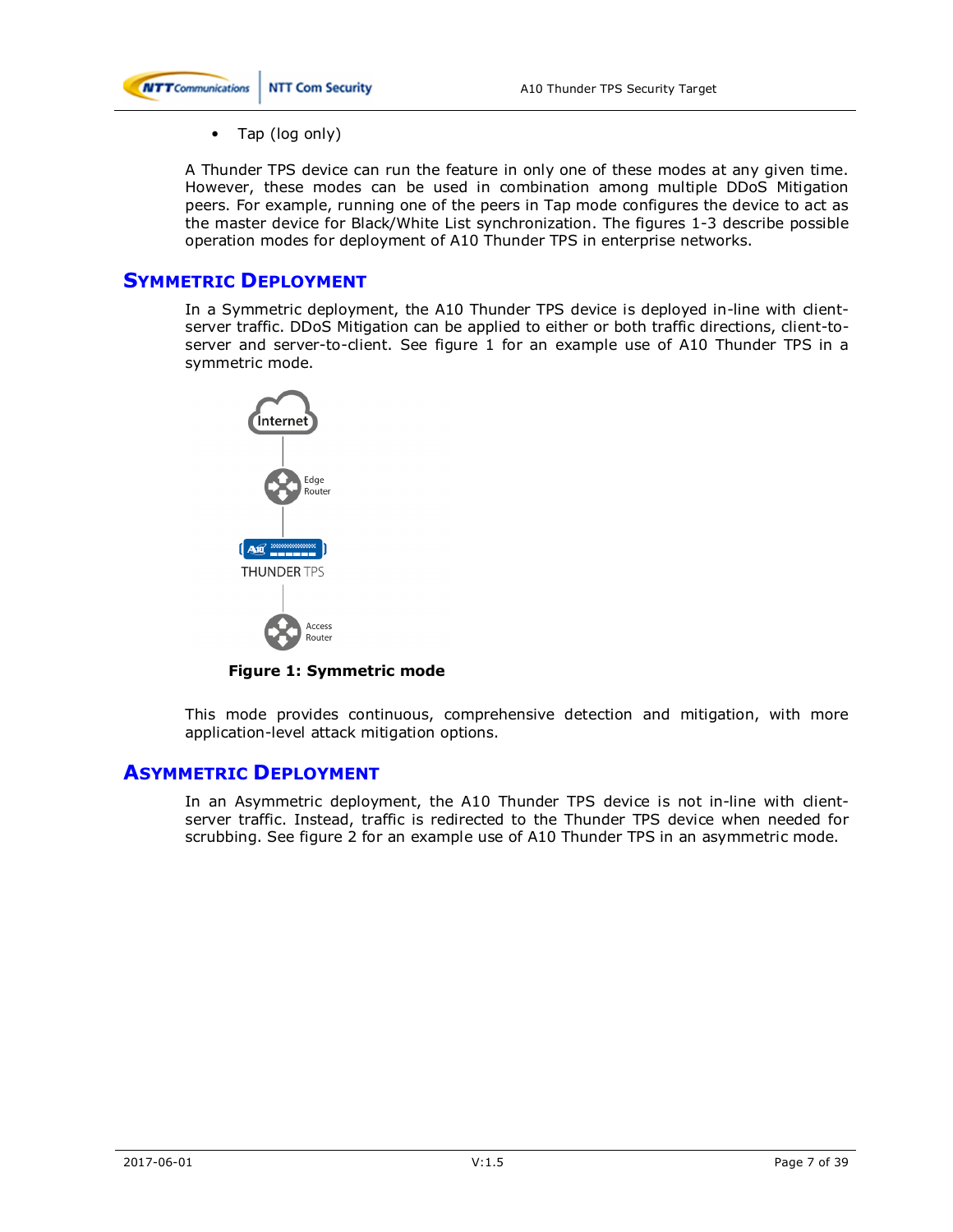- Tap (log only)

A Thunder TPS device can run the feature in only one of these modes at any given time. However, these modes can be used in combination among multiple DDoS Mitigation peers. For example, running one of the peers in Tap mode configures the device to act as the master device for Black/White List synchronization. The figures 1-3 describe possible operation modes for deployment of A10 Thunder TPS in enterprise networks.

## Symmetric Deployment

In a Symmetric deployment, the A10 Thunder TPS device is deployed in-line with client-server traffic. DDoS Mitigation can be applied to either or both traffic directions, client-to-server and server-to-client. See figure 1 for an example use of A10 Thunder TPS in a symmetric mode.

**Figure 1: Symmetric mode**

This mode provides continuous, comprehensive detection and mitigation, with more application-level attack mitigation options.

## Asymmetric Deployment

In an Asymmetric deployment, the A10 Thunder TPS device is not in-line with client-server traffic. Instead, traffic is redirected to the Thunder TPS device when needed for scrubbing. See figure 2 for an example use of A10 Thunder TPS in an asymmetric mode.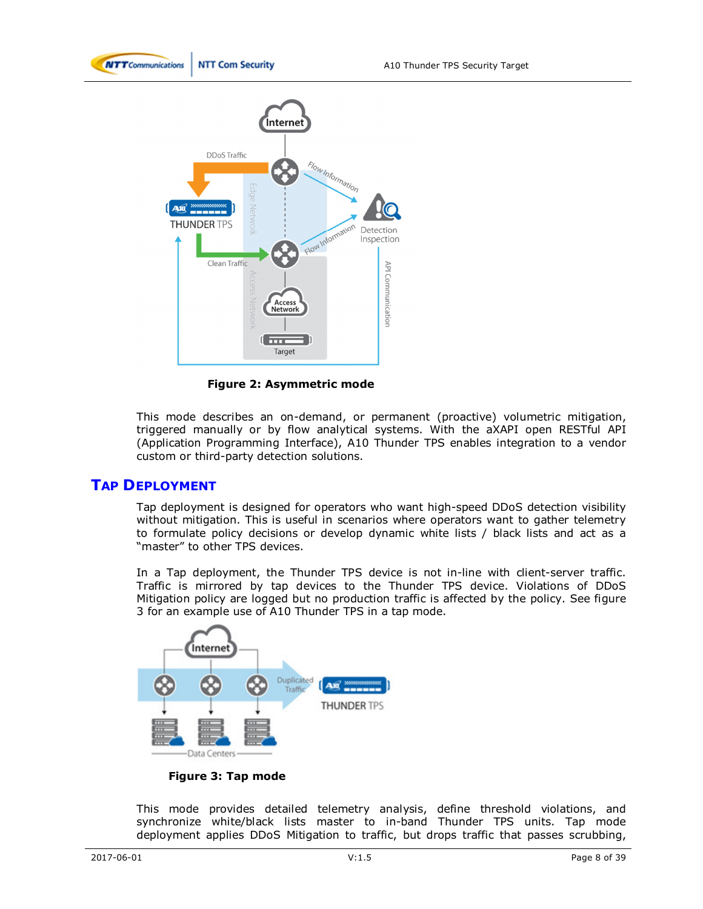**Figure 2: Asymmetric mode**

This mode describes an on-demand, or permanent (proactive) volumetric mitigation, triggered manually or by flow analytical systems. With the aXAPI open RESTful API (Application Programming Interface), A10 Thunder TPS enables integration to a vendor custom or third-party detection solutions.

## Tap Deployment

Tap deployment is designed for operators who want high-speed DDoS detection visibility without mitigation. This is useful in scenarios where operators want to gather telemetry to formulate policy decisions or develop dynamic white lists / black lists and act as a "master" to other TPS devices.

In a Tap deployment, the Thunder TPS device is not in-line with client-server traffic. Traffic is mirrored by tap devices to the Thunder TPS device. Violations of DDoS Mitigation policy are logged but no production traffic is affected by the policy. See figure 3 for an example use of A10 Thunder TPS in a tap mode.

**Figure 3: Tap mode**

This mode provides detailed telemetry analysis, define threshold violations, and synchronize white/black lists master to in-band Thunder TPS units. Tap mode deployment applies DDoS Mitigation to traffic, but drops traffic that passes scrubbing,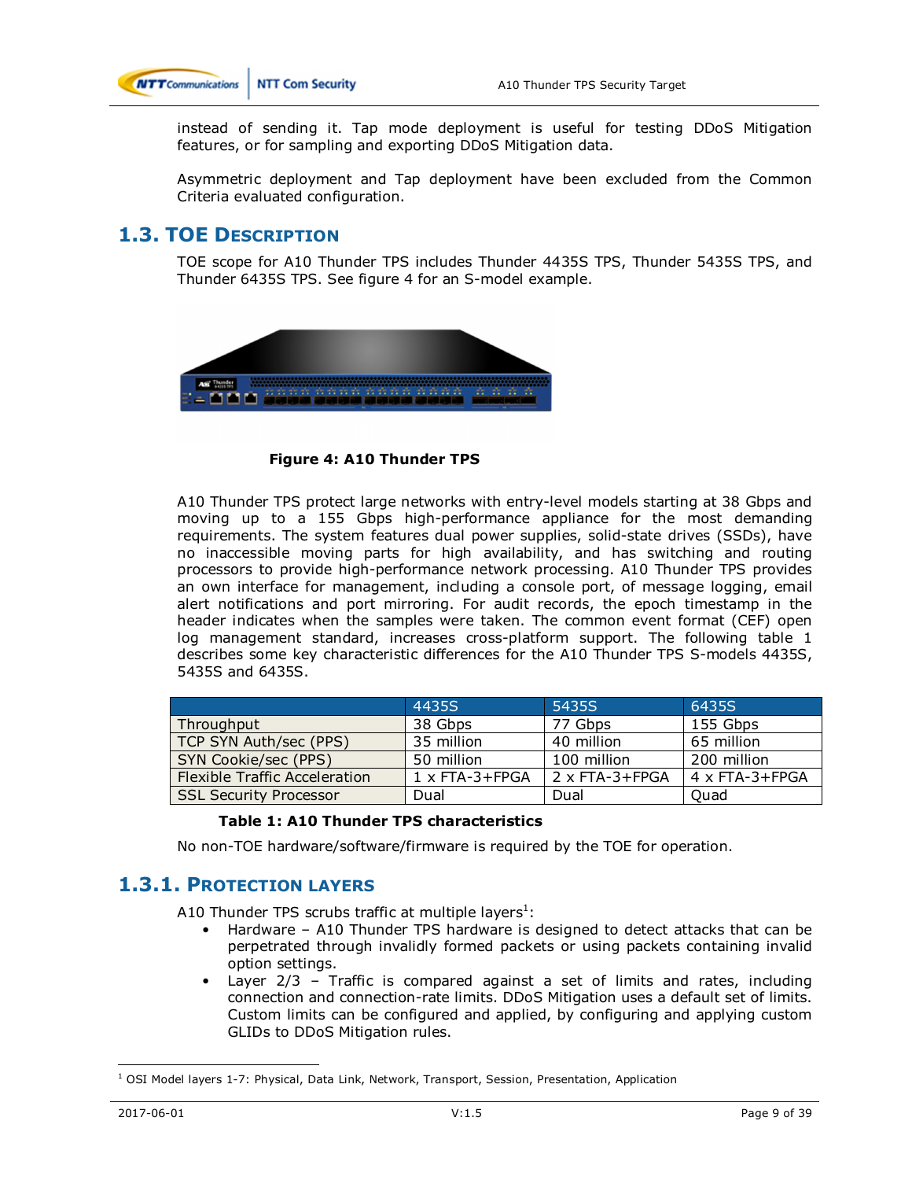instead of sending it. Tap mode deployment is useful for testing DDoS Mitigation features, or for sampling and exporting DDoS Mitigation data.

Asymmetric deployment and Tap deployment have been excluded from the Common Criteria evaluated configuration.

## 1.3. TOE Description

TOE scope for A10 Thunder TPS includes Thunder 4435S TPS, Thunder 5435S TPS, and Thunder 6435S TPS. See figure 4 for an S-model example.

**Figure 4: A10 Thunder TPS**

A10 Thunder TPS protect large networks with entry-level models starting at 38 Gbps and moving up to a 155 Gbps high-performance appliance for the most demanding requirements. The system features dual power supplies, solid-state drives (SSDs), have no inaccessible moving parts for high availability, and has switching and routing processors to provide high-performance network processing. A10 Thunder TPS provides an own interface for management, including a console port, of message logging, email alert notifications and port mirroring. For audit records, the epoch timestamp in the header indicates when the samples were taken. The common event format (CEF) open log management standard, increases cross-platform support. The following table 1 describes some key characteristic differences for the A10 Thunder TPS S-models 4435S, 5435S and 6435S.

| | 4435S | 5435S | 6435S |
|---|---|---|---|
| Throughput | 38 Gbps | 77 Gbps | 155 Gbps |
| TCP SYN Auth/sec (PPS) | 35 million | 40 million | 65 million |
| SYN Cookie/sec (PPS) | 50 million | 100 million | 200 million |
| Flexible Traffic Acceleration | 1 x FTA-3+FPGA | 2 x FTA-3+FPGA | 4 x FTA-3+FPGA |
| SSL Security Processor | Dual | Dual | Quad |

**Table 1: A10 Thunder TPS characteristics**

No non-TOE hardware/software/firmware is required by the TOE for operation.

### 1.3.1. Protection Layers

A10 Thunder TPS scrubs traffic at multiple layers[1]:

- Hardware – A10 Thunder TPS hardware is designed to detect attacks that can be perpetrated through invalidly formed packets or using packets containing invalid option settings.
- Layer 2/3 – Traffic is compared against a set of limits and rates, including connection and connection-rate limits. DDoS Mitigation uses a default set of limits. Custom limits can be configured and applied, by configuring and applying custom GLIDs to DDoS Mitigation rules.

[1] OSI Model layers 1-7: Physical, Data Link, Network, Transport, Session, Presentation, Application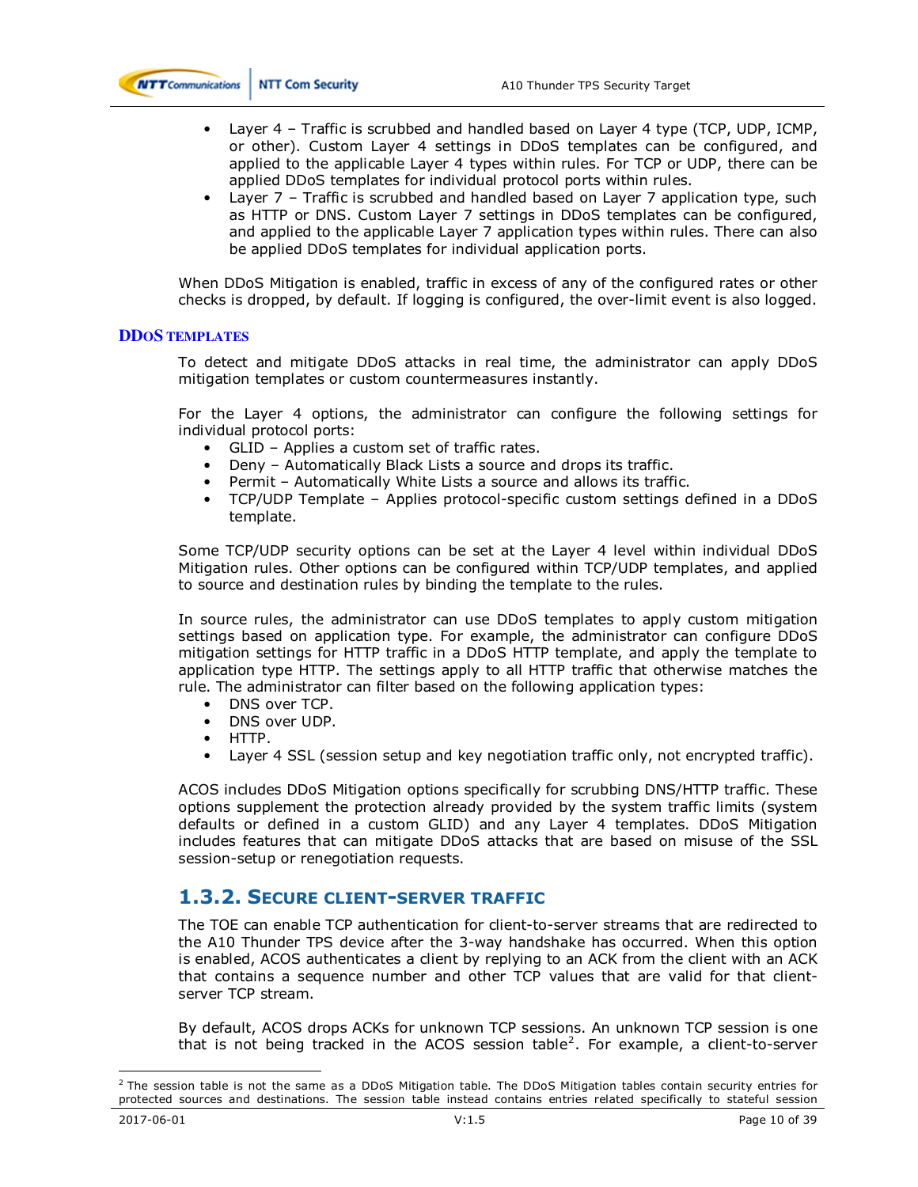- Layer 4 – Traffic is scrubbed and handled based on Layer 4 type (TCP, UDP, ICMP, or other). Custom Layer 4 settings in DDoS templates can be configured, and applied to the applicable Layer 4 types within rules. For TCP or UDP, there can be applied DDoS templates for individual protocol ports within rules.
- Layer 7 – Traffic is scrubbed and handled based on Layer 7 application type, such as HTTP or DNS. Custom Layer 7 settings in DDoS templates can be configured, and applied to the applicable Layer 7 application types within rules. There can also be applied DDoS templates for individual application ports.

When DDoS Mitigation is enabled, traffic in excess of any of the configured rates or other checks is dropped, by default. If logging is configured, the over-limit event is also logged.

#### DDoS templates

To detect and mitigate DDoS attacks in real time, the administrator can apply DDoS mitigation templates or custom countermeasures instantly.

For the Layer 4 options, the administrator can configure the following settings for individual protocol ports:

- GLID – Applies a custom set of traffic rates.
- Deny – Automatically Black Lists a source and drops its traffic.
- Permit – Automatically White Lists a source and allows its traffic.
- TCP/UDP Template – Applies protocol-specific custom settings defined in a DDoS template.

Some TCP/UDP security options can be set at the Layer 4 level within individual DDoS Mitigation rules. Other options can be configured within TCP/UDP templates, and applied to source and destination rules by binding the template to the rules.

In source rules, the administrator can use DDoS templates to apply custom mitigation settings based on application type. For example, the administrator can configure DDoS mitigation settings for HTTP traffic in a DDoS HTTP template, and apply the template to application type HTTP. The settings apply to all HTTP traffic that otherwise matches the rule. The administrator can filter based on the following application types:

- DNS over TCP.
- DNS over UDP.
- HTTP.
- Layer 4 SSL (session setup and key negotiation traffic only, not encrypted traffic).

ACOS includes DDoS Mitigation options specifically for scrubbing DNS/HTTP traffic. These options supplement the protection already provided by the system traffic limits (system defaults or defined in a custom GLID) and any Layer 4 templates. DDoS Mitigation includes features that can mitigate DDoS attacks that are based on misuse of the SSL session-setup or renegotiation requests.

### 1.3.2. Secure client-server traffic

The TOE can enable TCP authentication for client-to-server streams that are redirected to the A10 Thunder TPS device after the 3-way handshake has occurred. When this option is enabled, ACOS authenticates a client by replying to an ACK from the client with an ACK that contains a sequence number and other TCP values that are valid for that client-server TCP stream.

By default, ACOS drops ACKs for unknown TCP sessions. An unknown TCP session is one that is not being tracked in the ACOS session table[2]. For example, a client-to-server

[2] The session table is not the same as a DDoS Mitigation table. The DDoS Mitigation tables contain security entries for protected sources and destinations. The session table instead contains entries related specifically to stateful session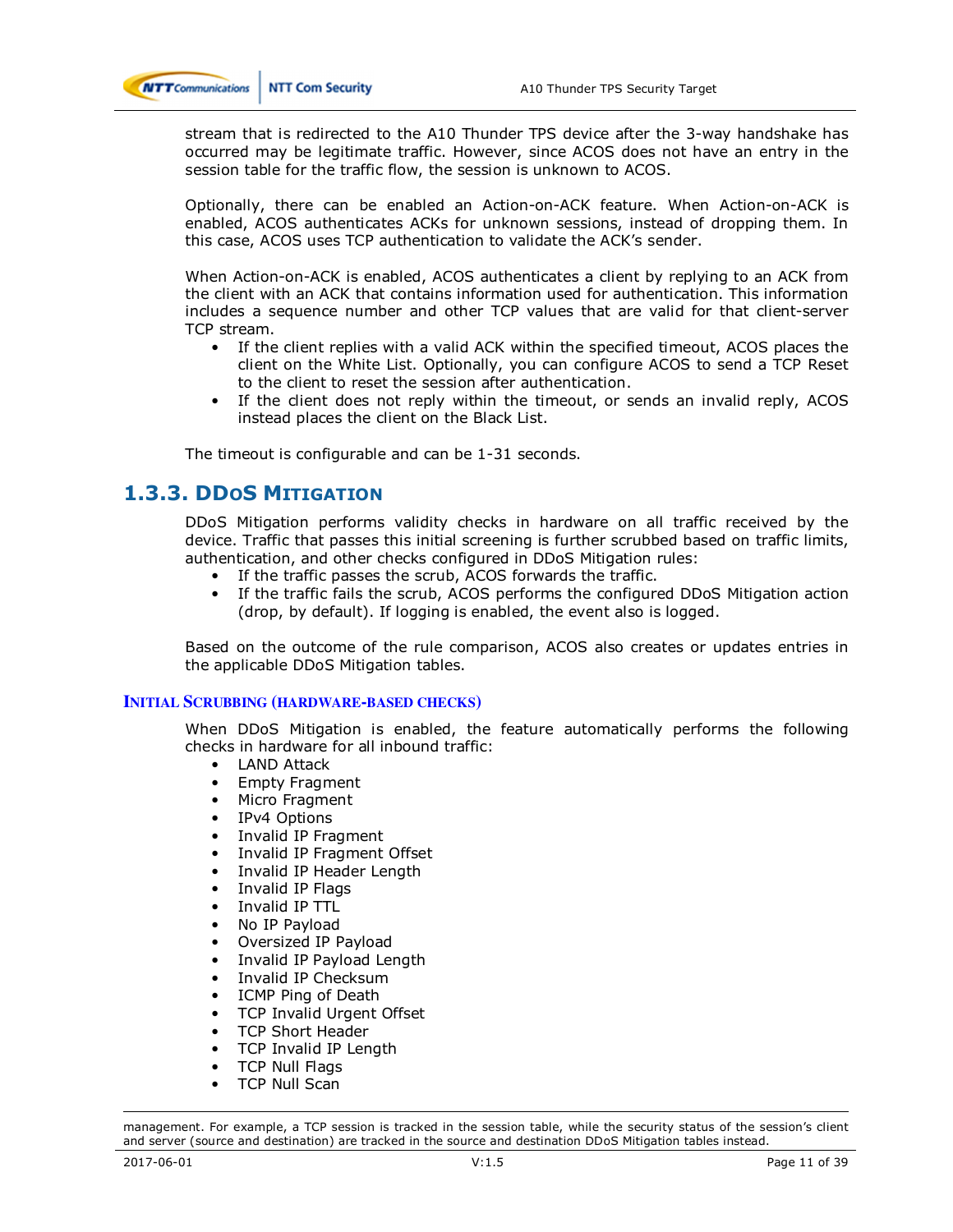stream that is redirected to the A10 Thunder TPS device after the 3-way handshake has occurred may be legitimate traffic. However, since ACOS does not have an entry in the session table for the traffic flow, the session is unknown to ACOS.

Optionally, there can be enabled an Action-on-ACK feature. When Action-on-ACK is enabled, ACOS authenticates ACKs for unknown sessions, instead of dropping them. In this case, ACOS uses TCP authentication to validate the ACK's sender.

When Action-on-ACK is enabled, ACOS authenticates a client by replying to an ACK from the client with an ACK that contains information used for authentication. This information includes a sequence number and other TCP values that are valid for that client-server TCP stream.

- If the client replies with a valid ACK within the specified timeout, ACOS places the client on the White List. Optionally, you can configure ACOS to send a TCP Reset to the client to reset the session after authentication.
- If the client does not reply within the timeout, or sends an invalid reply, ACOS instead places the client on the Black List.

The timeout is configurable and can be 1-31 seconds.

### 1.3.3. DDoS Mitigation

DDoS Mitigation performs validity checks in hardware on all traffic received by the device. Traffic that passes this initial screening is further scrubbed based on traffic limits, authentication, and other checks configured in DDoS Mitigation rules:

- If the traffic passes the scrub, ACOS forwards the traffic.
- If the traffic fails the scrub, ACOS performs the configured DDoS Mitigation action (drop, by default). If logging is enabled, the event also is logged.

Based on the outcome of the rule comparison, ACOS also creates or updates entries in the applicable DDoS Mitigation tables.

#### Initial Scrubbing (hardware-based checks)

When DDoS Mitigation is enabled, the feature automatically performs the following checks in hardware for all inbound traffic:

- LAND Attack
- Empty Fragment
- Micro Fragment
- IPv4 Options
- Invalid IP Fragment
- Invalid IP Fragment Offset
- Invalid IP Header Length
- Invalid IP Flags
- Invalid IP TTL
- No IP Payload
- Oversized IP Payload
- Invalid IP Payload Length
- Invalid IP Checksum
- ICMP Ping of Death
- TCP Invalid Urgent Offset
- TCP Short Header
- TCP Invalid IP Length
- TCP Null Flags
- TCP Null Scan

management. For example, a TCP session is tracked in the session table, while the security status of the session's client and server (source and destination) are tracked in the source and destination DDoS Mitigation tables instead.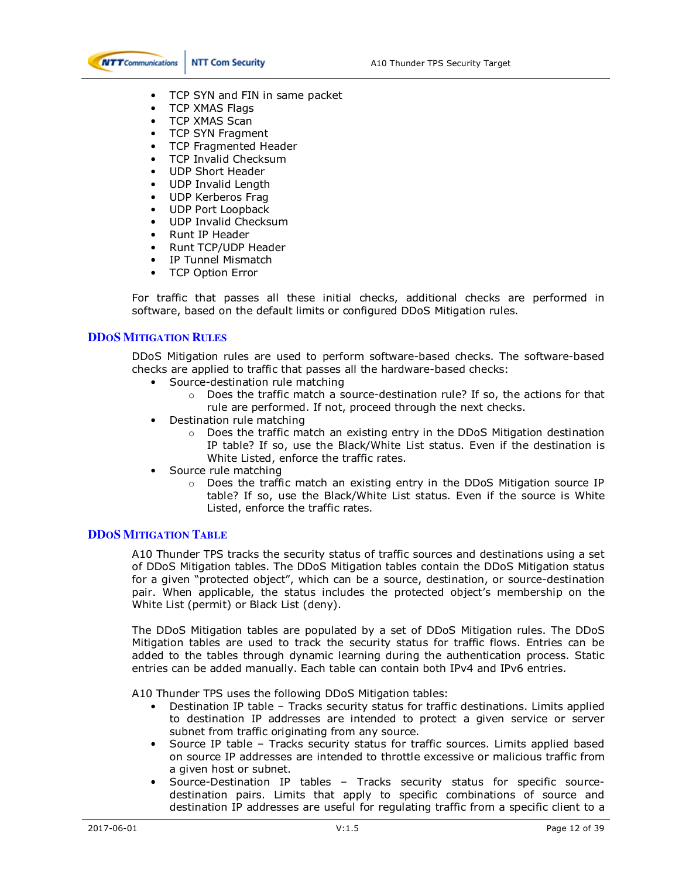- TCP SYN and FIN in same packet
- TCP XMAS Flags
- TCP XMAS Scan
- TCP SYN Fragment
- TCP Fragmented Header
- TCP Invalid Checksum
- UDP Short Header
- UDP Invalid Length
- UDP Kerberos Frag
- UDP Port Loopback
- UDP Invalid Checksum
- Runt IP Header
- Runt TCP/UDP Header
- IP Tunnel Mismatch
- TCP Option Error

For traffic that passes all these initial checks, additional checks are performed in software, based on the default limits or configured DDoS Mitigation rules.

### DDoS Mitigation Rules

DDoS Mitigation rules are used to perform software-based checks. The software-based checks are applied to traffic that passes all the hardware-based checks:

- Source-destination rule matching
  - Does the traffic match a source-destination rule? If so, the actions for that rule are performed. If not, proceed through the next checks.
- Destination rule matching
  - Does the traffic match an existing entry in the DDoS Mitigation destination IP table? If so, use the Black/White List status. Even if the destination is White Listed, enforce the traffic rates.
- Source rule matching
  - Does the traffic match an existing entry in the DDoS Mitigation source IP table? If so, use the Black/White List status. Even if the source is White Listed, enforce the traffic rates.

### DDoS Mitigation Table

A10 Thunder TPS tracks the security status of traffic sources and destinations using a set of DDoS Mitigation tables. The DDoS Mitigation tables contain the DDoS Mitigation status for a given "protected object", which can be a source, destination, or source-destination pair. When applicable, the status includes the protected object's membership on the White List (permit) or Black List (deny).

The DDoS Mitigation tables are populated by a set of DDoS Mitigation rules. The DDoS Mitigation tables are used to track the security status for traffic flows. Entries can be added to the tables through dynamic learning during the authentication process. Static entries can be added manually. Each table can contain both IPv4 and IPv6 entries.

A10 Thunder TPS uses the following DDoS Mitigation tables:

- Destination IP table – Tracks security status for traffic destinations. Limits applied to destination IP addresses are intended to protect a given service or server subnet from traffic originating from any source.
- Source IP table – Tracks security status for traffic sources. Limits applied based on source IP addresses are intended to throttle excessive or malicious traffic from a given host or subnet.
- Source-Destination IP tables – Tracks security status for specific source-destination pairs. Limits that apply to specific combinations of source and destination IP addresses are useful for regulating traffic from a specific client to a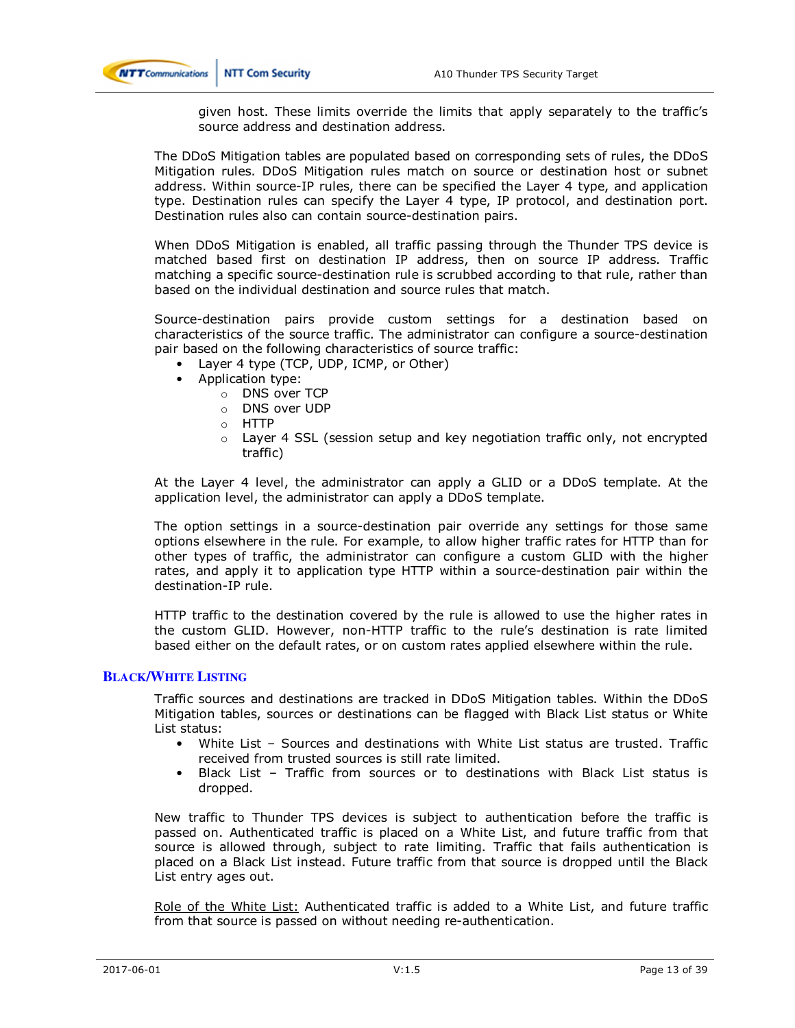given host. These limits override the limits that apply separately to the traffic's source address and destination address.

The DDoS Mitigation tables are populated based on corresponding sets of rules, the DDoS Mitigation rules. DDoS Mitigation rules match on source or destination host or subnet address. Within source-IP rules, there can be specified the Layer 4 type, and application type. Destination rules can specify the Layer 4 type, IP protocol, and destination port. Destination rules also can contain source-destination pairs.

When DDoS Mitigation is enabled, all traffic passing through the Thunder TPS device is matched based first on destination IP address, then on source IP address. Traffic matching a specific source-destination rule is scrubbed according to that rule, rather than based on the individual destination and source rules that match.

Source-destination pairs provide custom settings for a destination based on characteristics of the source traffic. The administrator can configure a source-destination pair based on the following characteristics of source traffic:

- Layer 4 type (TCP, UDP, ICMP, or Other)
- Application type:
    - DNS over TCP
    - DNS over UDP
    - HTTP
    - Layer 4 SSL (session setup and key negotiation traffic only, not encrypted traffic)

At the Layer 4 level, the administrator can apply a GLID or a DDoS template. At the application level, the administrator can apply a DDoS template.

The option settings in a source-destination pair override any settings for those same options elsewhere in the rule. For example, to allow higher traffic rates for HTTP than for other types of traffic, the administrator can configure a custom GLID with the higher rates, and apply it to application type HTTP within a source-destination pair within the destination-IP rule.

HTTP traffic to the destination covered by the rule is allowed to use the higher rates in the custom GLID. However, non-HTTP traffic to the rule's destination is rate limited based either on the default rates, or on custom rates applied elsewhere within the rule.

### Black/White Listing

Traffic sources and destinations are tracked in DDoS Mitigation tables. Within the DDoS Mitigation tables, sources or destinations can be flagged with Black List status or White List status:

- White List – Sources and destinations with White List status are trusted. Traffic received from trusted sources is still rate limited.
- Black List – Traffic from sources or to destinations with Black List status is dropped.

New traffic to Thunder TPS devices is subject to authentication before the traffic is passed on. Authenticated traffic is placed on a White List, and future traffic from that source is allowed through, subject to rate limiting. Traffic that fails authentication is placed on a Black List instead. Future traffic from that source is dropped until the Black List entry ages out.

<u>Role of the White List:</u> Authenticated traffic is added to a White List, and future traffic from that source is passed on without needing re-authentication.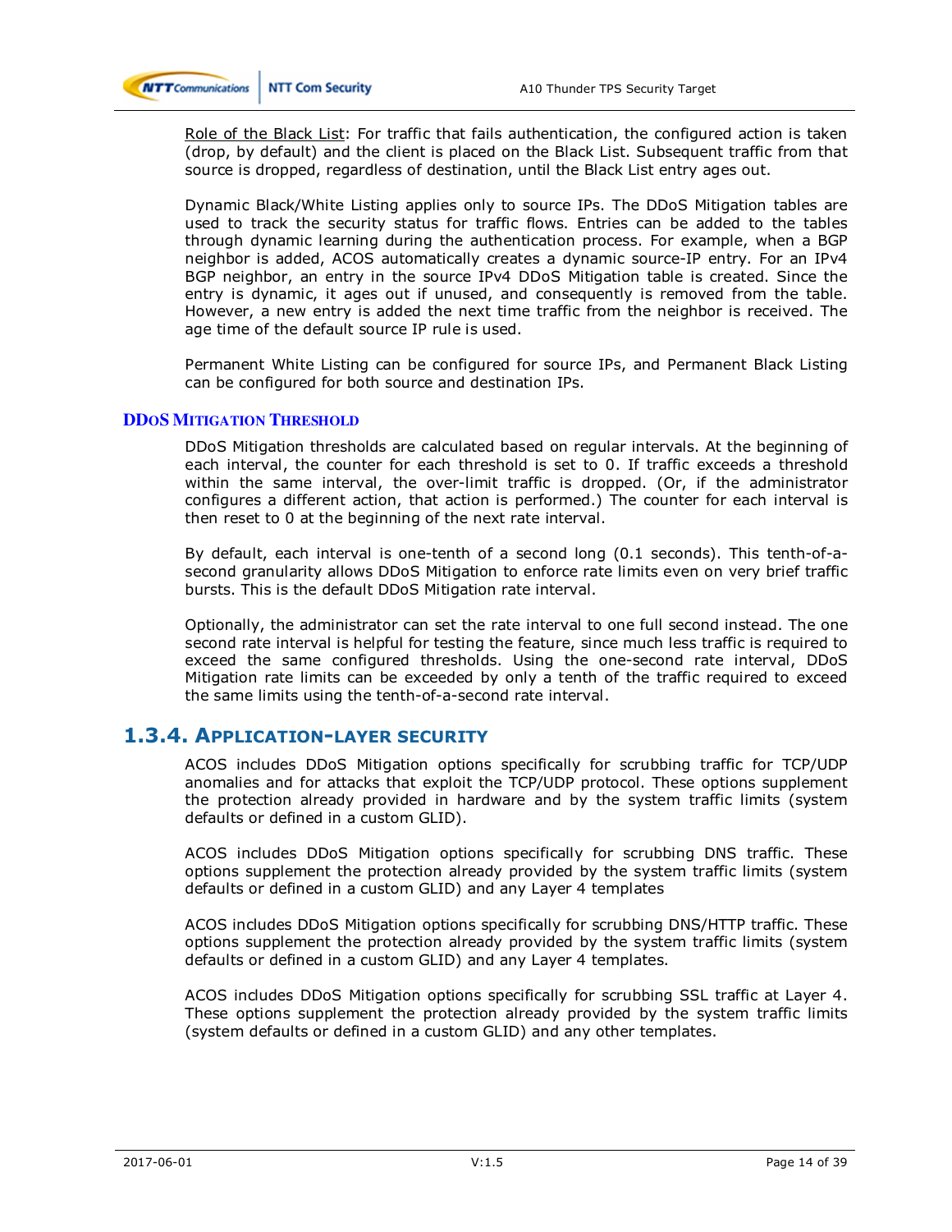<u>Role of the Black List</u>: For traffic that fails authentication, the configured action is taken (drop, by default) and the client is placed on the Black List. Subsequent traffic from that source is dropped, regardless of destination, until the Black List entry ages out.

Dynamic Black/White Listing applies only to source IPs. The DDoS Mitigation tables are used to track the security status for traffic flows. Entries can be added to the tables through dynamic learning during the authentication process. For example, when a BGP neighbor is added, ACOS automatically creates a dynamic source-IP entry. For an IPv4 BGP neighbor, an entry in the source IPv4 DDoS Mitigation table is created. Since the entry is dynamic, it ages out if unused, and consequently is removed from the table. However, a new entry is added the next time traffic from the neighbor is received. The age time of the default source IP rule is used.

Permanent White Listing can be configured for source IPs, and Permanent Black Listing can be configured for both source and destination IPs.

#### DDoS Mitigation Threshold

DDoS Mitigation thresholds are calculated based on regular intervals. At the beginning of each interval, the counter for each threshold is set to 0. If traffic exceeds a threshold within the same interval, the over-limit traffic is dropped. (Or, if the administrator configures a different action, that action is performed.) The counter for each interval is then reset to 0 at the beginning of the next rate interval.

By default, each interval is one-tenth of a second long (0.1 seconds). This tenth-of-a-second granularity allows DDoS Mitigation to enforce rate limits even on very brief traffic bursts. This is the default DDoS Mitigation rate interval.

Optionally, the administrator can set the rate interval to one full second instead. The one second rate interval is helpful for testing the feature, since much less traffic is required to exceed the same configured thresholds. Using the one-second rate interval, DDoS Mitigation rate limits can be exceeded by only a tenth of the traffic required to exceed the same limits using the tenth-of-a-second rate interval.

### 1.3.4. Application-layer security

ACOS includes DDoS Mitigation options specifically for scrubbing traffic for TCP/UDP anomalies and for attacks that exploit the TCP/UDP protocol. These options supplement the protection already provided in hardware and by the system traffic limits (system defaults or defined in a custom GLID).

ACOS includes DDoS Mitigation options specifically for scrubbing DNS traffic. These options supplement the protection already provided by the system traffic limits (system defaults or defined in a custom GLID) and any Layer 4 templates

ACOS includes DDoS Mitigation options specifically for scrubbing DNS/HTTP traffic. These options supplement the protection already provided by the system traffic limits (system defaults or defined in a custom GLID) and any Layer 4 templates.

ACOS includes DDoS Mitigation options specifically for scrubbing SSL traffic at Layer 4. These options supplement the protection already provided by the system traffic limits (system defaults or defined in a custom GLID) and any other templates.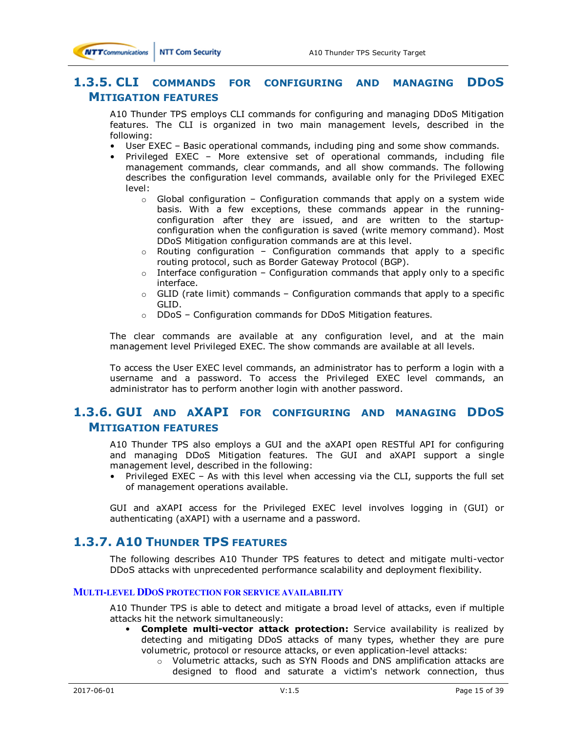### 1.3.5. CLI commands for configuring and managing DDoS Mitigation features

A10 Thunder TPS employs CLI commands for configuring and managing DDoS Mitigation features. The CLI is organized in two main management levels, described in the following:

- User EXEC – Basic operational commands, including ping and some show commands.
- Privileged EXEC – More extensive set of operational commands, including file management commands, clear commands, and all show commands. The following describes the configuration level commands, available only for the Privileged EXEC level:
  - Global configuration – Configuration commands that apply on a system wide basis. With a few exceptions, these commands appear in the running-configuration after they are issued, and are written to the startup-configuration when the configuration is saved (write memory command). Most DDoS Mitigation configuration commands are at this level.
  - Routing configuration – Configuration commands that apply to a specific routing protocol, such as Border Gateway Protocol (BGP).
  - Interface configuration – Configuration commands that apply only to a specific interface.
  - GLID (rate limit) commands – Configuration commands that apply to a specific GLID.
  - DDoS – Configuration commands for DDoS Mitigation features.

The clear commands are available at any configuration level, and at the main management level Privileged EXEC. The show commands are available at all levels.

To access the User EXEC level commands, an administrator has to perform a login with a username and a password. To access the Privileged EXEC level commands, an administrator has to perform another login with another password.

### 1.3.6. GUI and aXAPI for configuring and managing DDoS Mitigation features

A10 Thunder TPS also employs a GUI and the aXAPI open RESTful API for configuring and managing DDoS Mitigation features. The GUI and aXAPI support a single management level, described in the following:

- Privileged EXEC – As with this level when accessing via the CLI, supports the full set of management operations available.

GUI and aXAPI access for the Privileged EXEC level involves logging in (GUI) or authenticating (aXAPI) with a username and a password.

### 1.3.7. A10 Thunder TPS features

The following describes A10 Thunder TPS features to detect and mitigate multi-vector DDoS attacks with unprecedented performance scalability and deployment flexibility.

#### Multi-level DDoS protection for service availability

A10 Thunder TPS is able to detect and mitigate a broad level of attacks, even if multiple attacks hit the network simultaneously:

- **Complete multi-vector attack protection:** Service availability is realized by detecting and mitigating DDoS attacks of many types, whether they are pure volumetric, protocol or resource attacks, or even application-level attacks:
  - Volumetric attacks, such as SYN Floods and DNS amplification attacks are designed to flood and saturate a victim's network connection, thus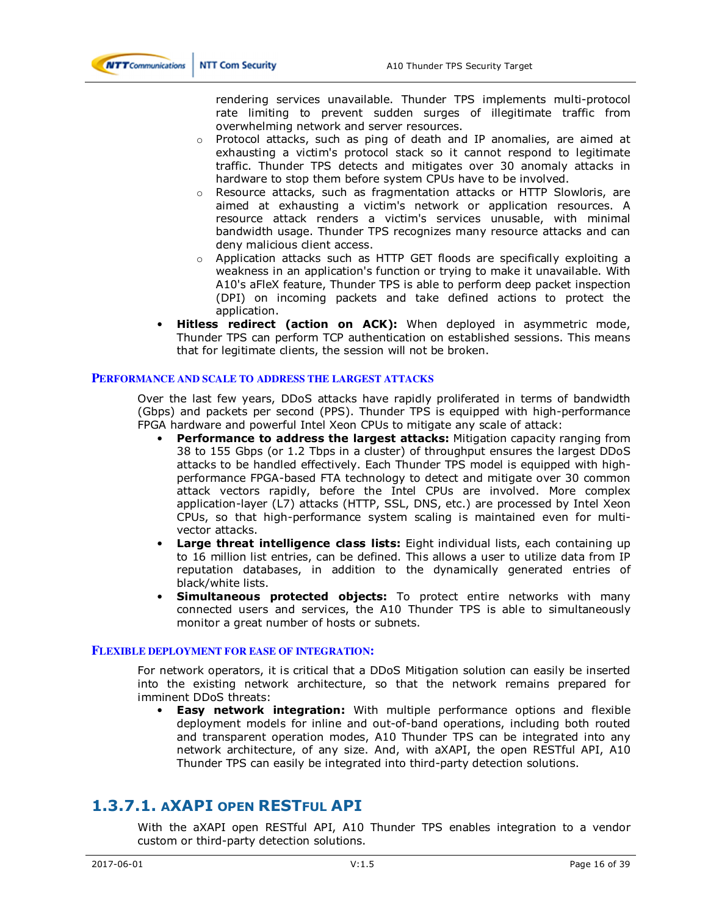rendering services unavailable. Thunder TPS implements multi-protocol rate limiting to prevent sudden surges of illegitimate traffic from overwhelming network and server resources.

  - Protocol attacks, such as ping of death and IP anomalies, are aimed at exhausting a victim's protocol stack so it cannot respond to legitimate traffic. Thunder TPS detects and mitigates over 30 anomaly attacks in hardware to stop them before system CPUs have to be involved.
  - Resource attacks, such as fragmentation attacks or HTTP Slowloris, are aimed at exhausting a victim's network or application resources. A resource attack renders a victim's services unusable, with minimal bandwidth usage. Thunder TPS recognizes many resource attacks and can deny malicious client access.
  - Application attacks such as HTTP GET floods are specifically exploiting a weakness in an application's function or trying to make it unavailable. With A10's aFleX feature, Thunder TPS is able to perform deep packet inspection (DPI) on incoming packets and take defined actions to protect the application.

- **Hitless redirect (action on ACK):** When deployed in asymmetric mode, Thunder TPS can perform TCP authentication on established sessions. This means that for legitimate clients, the session will not be broken.

#### PERFORMANCE AND SCALE TO ADDRESS THE LARGEST ATTACKS

Over the last few years, DDoS attacks have rapidly proliferated in terms of bandwidth (Gbps) and packets per second (PPS). Thunder TPS is equipped with high-performance FPGA hardware and powerful Intel Xeon CPUs to mitigate any scale of attack:

- **Performance to address the largest attacks:** Mitigation capacity ranging from 38 to 155 Gbps (or 1.2 Tbps in a cluster) of throughput ensures the largest DDoS attacks to be handled effectively. Each Thunder TPS model is equipped with high-performance FPGA-based FTA technology to detect and mitigate over 30 common attack vectors rapidly, before the Intel CPUs are involved. More complex application-layer (L7) attacks (HTTP, SSL, DNS, etc.) are processed by Intel Xeon CPUs, so that high-performance system scaling is maintained even for multi-vector attacks.
- **Large threat intelligence class lists:** Eight individual lists, each containing up to 16 million list entries, can be defined. This allows a user to utilize data from IP reputation databases, in addition to the dynamically generated entries of black/white lists.
- **Simultaneous protected objects:** To protect entire networks with many connected users and services, the A10 Thunder TPS is able to simultaneously monitor a great number of hosts or subnets.

#### FLEXIBLE DEPLOYMENT FOR EASE OF INTEGRATION:

For network operators, it is critical that a DDoS Mitigation solution can easily be inserted into the existing network architecture, so that the network remains prepared for imminent DDoS threats:

- **Easy network integration:** With multiple performance options and flexible deployment models for inline and out-of-band operations, including both routed and transparent operation modes, A10 Thunder TPS can be integrated into any network architecture, of any size. And, with aXAPI, the open RESTful API, A10 Thunder TPS can easily be integrated into third-party detection solutions.

## 1.3.7.1. aXAPI open RESTful API

With the aXAPI open RESTful API, A10 Thunder TPS enables integration to a vendor custom or third-party detection solutions.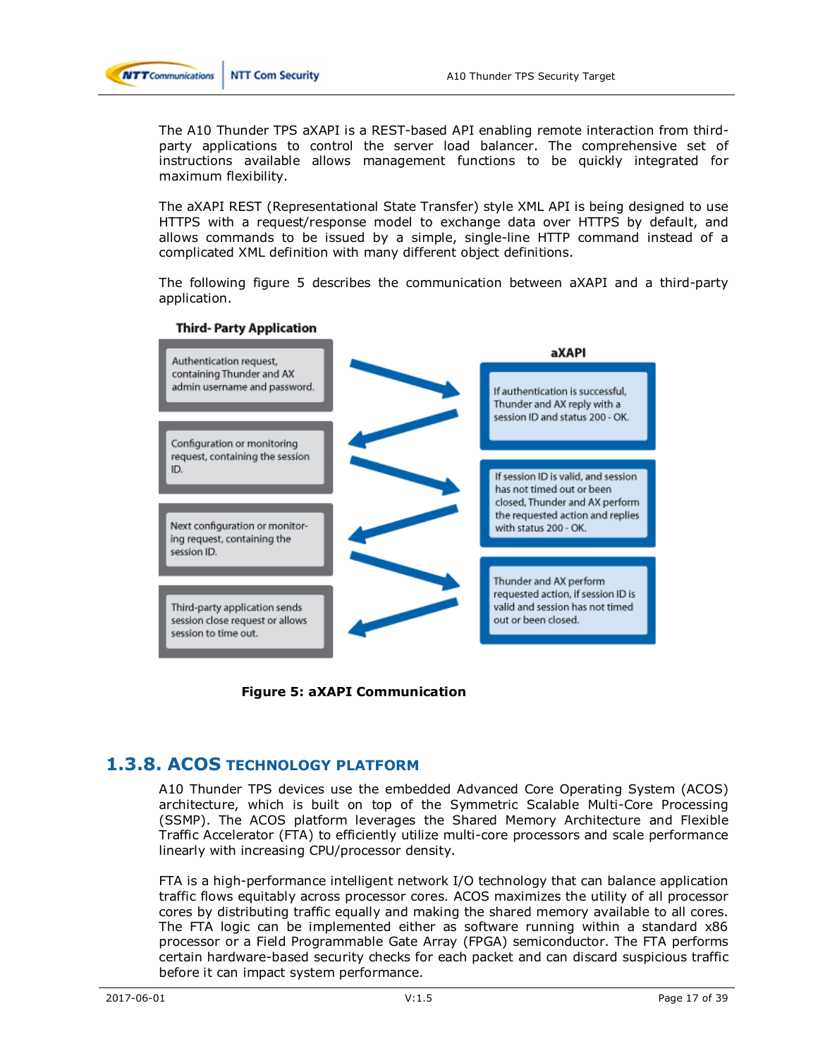The A10 Thunder TPS aXAPI is a REST-based API enabling remote interaction from third-party applications to control the server load balancer. The comprehensive set of instructions available allows management functions to be quickly integrated for maximum flexibility.

The aXAPI REST (Representational State Transfer) style XML API is being designed to use HTTPS with a request/response model to exchange data over HTTPS by default, and allows commands to be issued by a simple, single-line HTTP command instead of a complicated XML definition with many different object definitions.

The following figure 5 describes the communication between aXAPI and a third-party application.

**Third- Party Application**

- Authentication request, containing Thunder and AX admin username and password.
- Configuration or monitoring request, containing the session ID.
- Next configuration or monitoring request, containing the session ID.
- Third-party application sends session close request or allows session to time out.

**aXAPI**

- If authentication is successful, Thunder and AX reply with a session ID and status 200 - OK.
- If session ID is valid, and session has not timed out or been closed, Thunder and AX perform the requested action and replies with status 200 - OK.
- Thunder and AX perform requested action, if session ID is valid and session has not timed out or been closed.

**Figure 5: aXAPI Communication**

### 1.3.8. ACOS Technology Platform

A10 Thunder TPS devices use the embedded Advanced Core Operating System (ACOS) architecture, which is built on top of the Symmetric Scalable Multi-Core Processing (SSMP). The ACOS platform leverages the Shared Memory Architecture and Flexible Traffic Accelerator (FTA) to efficiently utilize multi-core processors and scale performance linearly with increasing CPU/processor density.

FTA is a high-performance intelligent network I/O technology that can balance application traffic flows equitably across processor cores. ACOS maximizes the utility of all processor cores by distributing traffic equally and making the shared memory available to all cores. The FTA logic can be implemented either as software running within a standard x86 processor or a Field Programmable Gate Array (FPGA) semiconductor. The FTA performs certain hardware-based security checks for each packet and can discard suspicious traffic before it can impact system performance.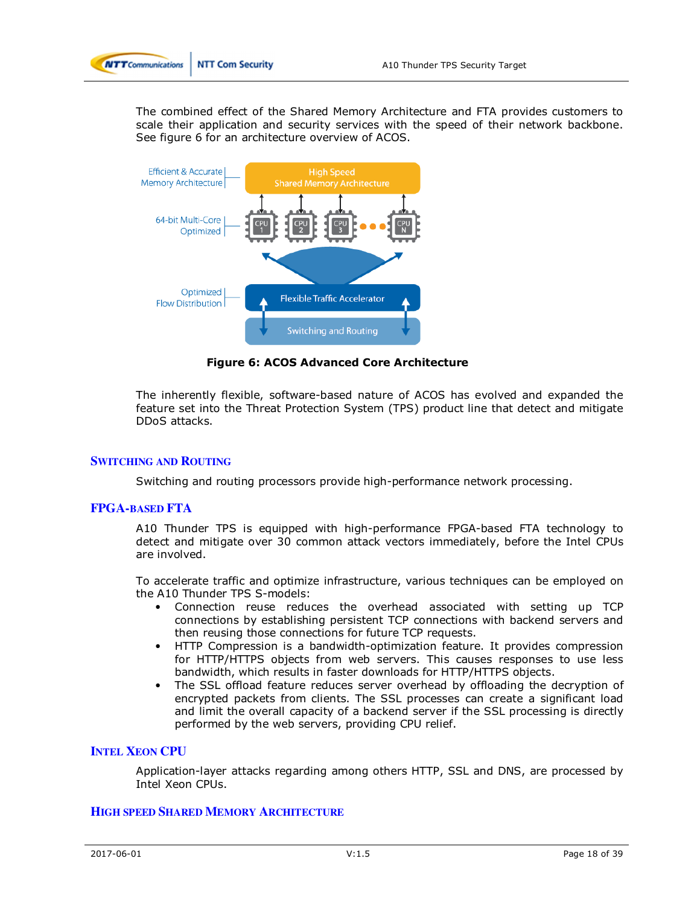The combined effect of the Shared Memory Architecture and FTA provides customers to scale their application and security services with the speed of their network backbone. See figure 6 for an architecture overview of ACOS.

**Figure 6: ACOS Advanced Core Architecture**

The inherently flexible, software-based nature of ACOS has evolved and expanded the feature set into the Threat Protection System (TPS) product line that detect and mitigate DDoS attacks.

### Switching and Routing

Switching and routing processors provide high-performance network processing.

### FPGA-based FTA

A10 Thunder TPS is equipped with high-performance FPGA-based FTA technology to detect and mitigate over 30 common attack vectors immediately, before the Intel CPUs are involved.

To accelerate traffic and optimize infrastructure, various techniques can be employed on the A10 Thunder TPS S-models:

- Connection reuse reduces the overhead associated with setting up TCP connections by establishing persistent TCP connections with backend servers and then reusing those connections for future TCP requests.
- HTTP Compression is a bandwidth-optimization feature. It provides compression for HTTP/HTTPS objects from web servers. This causes responses to use less bandwidth, which results in faster downloads for HTTP/HTTPS objects.
- The SSL offload feature reduces server overhead by offloading the decryption of encrypted packets from clients. The SSL processes can create a significant load and limit the overall capacity of a backend server if the SSL processing is directly performed by the web servers, providing CPU relief.

### Intel Xeon CPU

Application-layer attacks regarding among others HTTP, SSL and DNS, are processed by Intel Xeon CPUs.

### High speed Shared Memory Architecture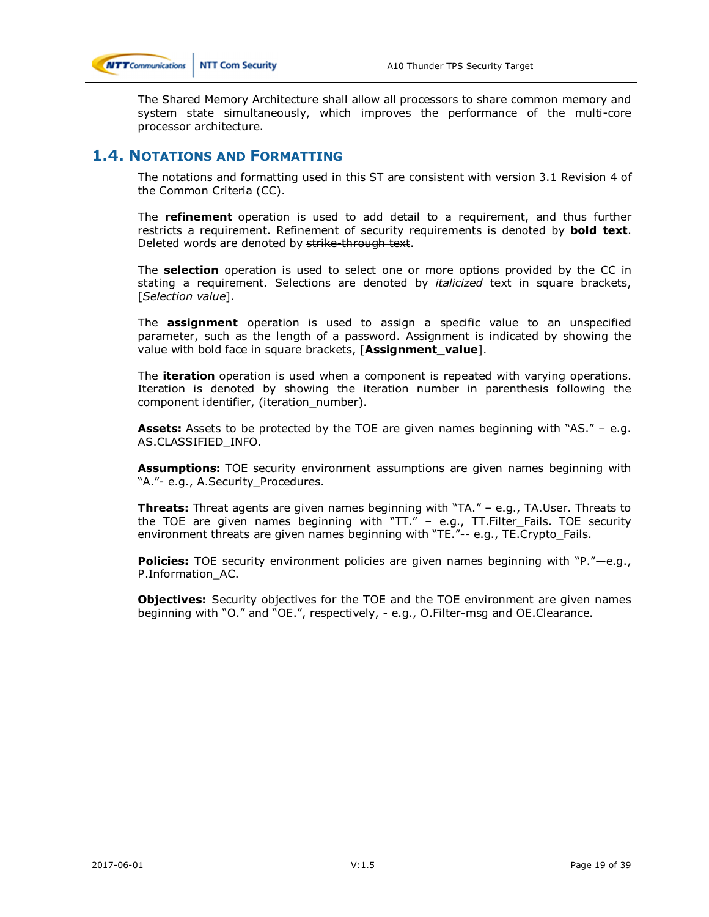The Shared Memory Architecture shall allow all processors to share common memory and system state simultaneously, which improves the performance of the multi-core processor architecture.

## 1.4. Notations and Formatting

The notations and formatting used in this ST are consistent with version 3.1 Revision 4 of the Common Criteria (CC).

The **refinement** operation is used to add detail to a requirement, and thus further restricts a requirement. Refinement of security requirements is denoted by **bold text**. Deleted words are denoted by ~~strike-through text~~.

The **selection** operation is used to select one or more options provided by the CC in stating a requirement. Selections are denoted by *italicized* text in square brackets, [*Selection value*].

The **assignment** operation is used to assign a specific value to an unspecified parameter, such as the length of a password. Assignment is indicated by showing the value with bold face in square brackets, [**Assignment_value**].

The **iteration** operation is used when a component is repeated with varying operations. Iteration is denoted by showing the iteration number in parenthesis following the component identifier, (iteration_number).

**Assets:** Assets to be protected by the TOE are given names beginning with "AS." – e.g. AS.CLASSIFIED_INFO.

**Assumptions:** TOE security environment assumptions are given names beginning with "A."- e.g., A.Security_Procedures.

**Threats:** Threat agents are given names beginning with "TA." – e.g., TA.User. Threats to the TOE are given names beginning with "TT." – e.g., TT.Filter_Fails. TOE security environment threats are given names beginning with "TE."-- e.g., TE.Crypto_Fails.

**Policies:** TOE security environment policies are given names beginning with "P."—e.g., P.Information_AC.

**Objectives:** Security objectives for the TOE and the TOE environment are given names beginning with "O." and "OE.", respectively, - e.g., O.Filter-msg and OE.Clearance.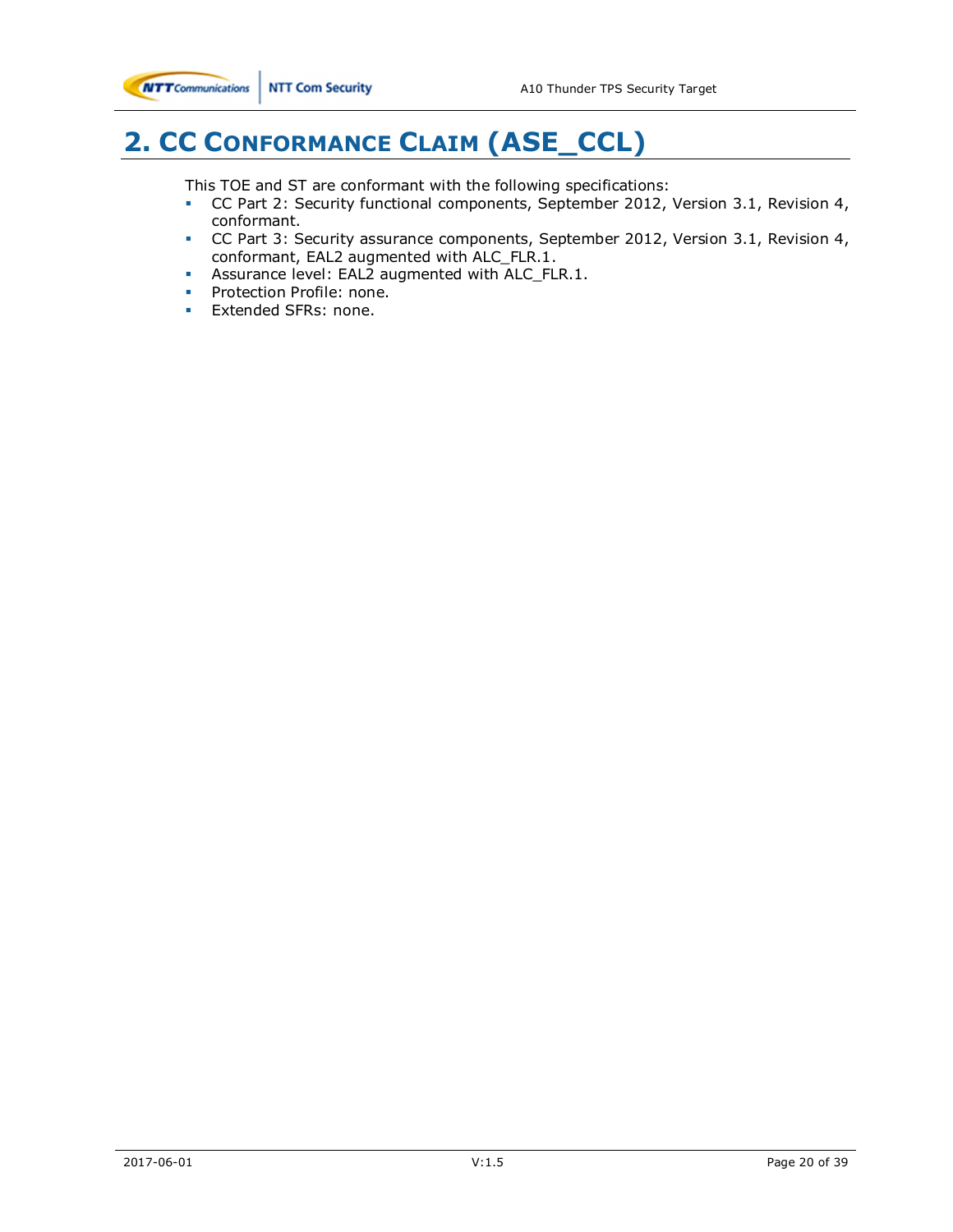# 2. CC Conformance Claim (ASE_CCL)

This TOE and ST are conformant with the following specifications:

- CC Part 2: Security functional components, September 2012, Version 3.1, Revision 4, conformant.
- CC Part 3: Security assurance components, September 2012, Version 3.1, Revision 4, conformant, EAL2 augmented with ALC_FLR.1.
- Assurance level: EAL2 augmented with ALC_FLR.1.
- Protection Profile: none.
- Extended SFRs: none.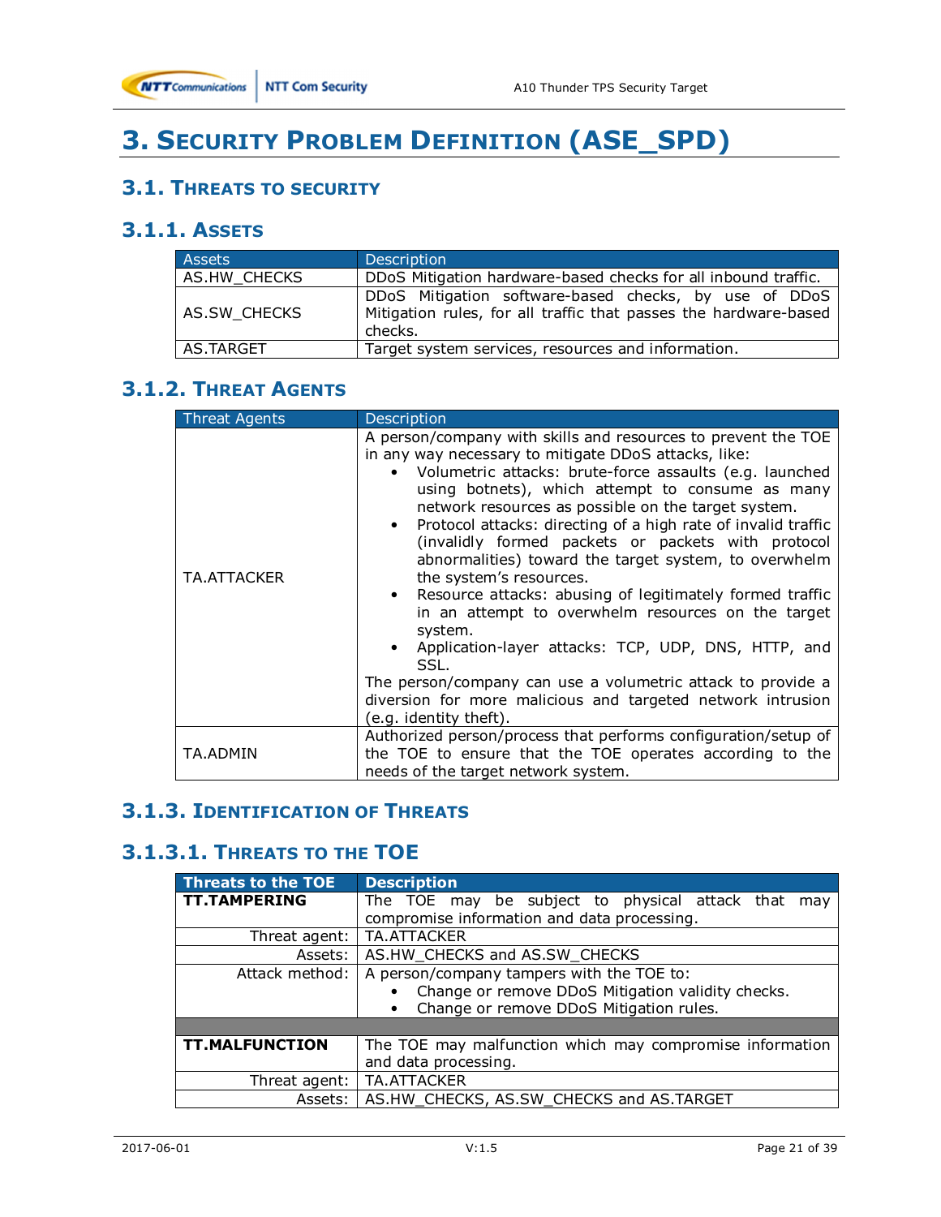# 3. Security Problem Definition (ASE_SPD)

## 3.1. Threats to security

### 3.1.1. Assets

| Assets | Description |
|---|---|
| AS.HW_CHECKS | DDoS Mitigation hardware-based checks for all inbound traffic. |
| AS.SW_CHECKS | DDoS Mitigation software-based checks, by use of DDoS Mitigation rules, for all traffic that passes the hardware-based checks. |
| AS.TARGET | Target system services, resources and information. |

### 3.1.2. Threat Agents

| Threat Agents | Description |
|---|---|
| TA.ATTACKER | A person/company with skills and resources to prevent the TOE in any way necessary to mitigate DDoS attacks, like:<br>• Volumetric attacks: brute-force assaults (e.g. launched using botnets), which attempt to consume as many network resources as possible on the target system.<br>• Protocol attacks: directing of a high rate of invalid traffic (invalidly formed packets or packets with protocol abnormalities) toward the target system, to overwhelm the system's resources.<br>• Resource attacks: abusing of legitimately formed traffic in an attempt to overwhelm resources on the target system.<br>• Application-layer attacks: TCP, UDP, DNS, HTTP, and SSL.<br>The person/company can use a volumetric attack to provide a diversion for more malicious and targeted network intrusion (e.g. identity theft). |
| TA.ADMIN | Authorized person/process that performs configuration/setup of the TOE to ensure that the TOE operates according to the needs of the target network system. |

### 3.1.3. Identification of Threats

#### 3.1.3.1. Threats to the TOE

| **Threats to the TOE** | **Description** |
|---|---|
| **TT.TAMPERING** | The TOE may be subject to physical attack that may compromise information and data processing. |
| Threat agent: | TA.ATTACKER |
| Assets: | AS.HW_CHECKS and AS.SW_CHECKS |
| Attack method: | A person/company tampers with the TOE to:<br>• Change or remove DDoS Mitigation validity checks.<br>• Change or remove DDoS Mitigation rules. |
| | |
| **TT.MALFUNCTION** | The TOE may malfunction which may compromise information and data processing. |
| Threat agent: | TA.ATTACKER |
| Assets: | AS.HW_CHECKS, AS.SW_CHECKS and AS.TARGET |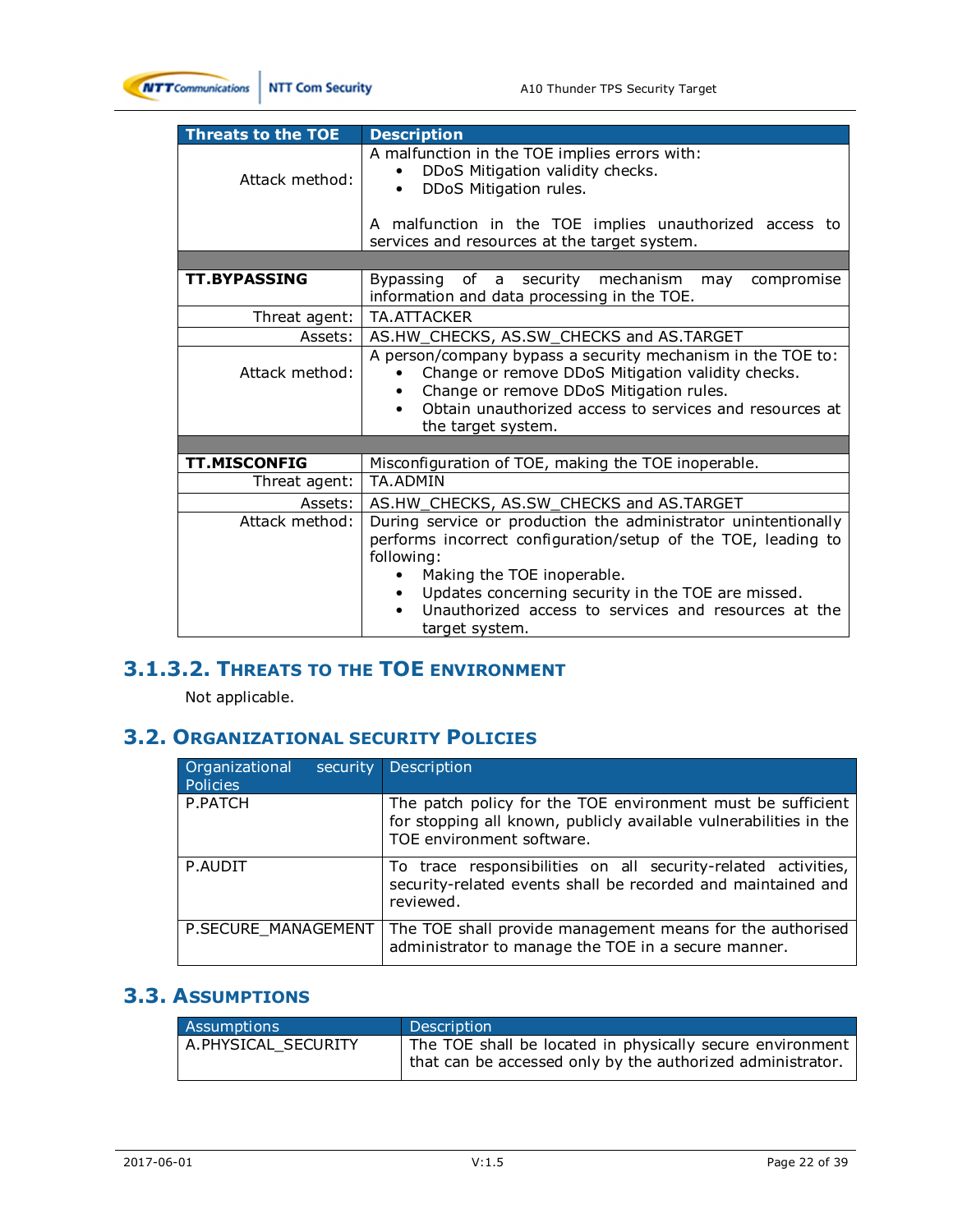| Threats to the TOE | Description |
|---|---|
| Attack method: | A malfunction in the TOE implies errors with:<br>• DDoS Mitigation validity checks.<br>• DDoS Mitigation rules.<br><br>A malfunction in the TOE implies unauthorized access to services and resources at the target system. |
| | |
| **TT.BYPASSING** | Bypassing of a security mechanism may compromise information and data processing in the TOE. |
| Threat agent: | TA.ATTACKER |
| Assets: | AS.HW_CHECKS, AS.SW_CHECKS and AS.TARGET |
| Attack method: | A person/company bypass a security mechanism in the TOE to:<br>• Change or remove DDoS Mitigation validity checks.<br>• Change or remove DDoS Mitigation rules.<br>• Obtain unauthorized access to services and resources at the target system. |
| | |
| **TT.MISCONFIG** | Misconfiguration of TOE, making the TOE inoperable. |
| Threat agent: | TA.ADMIN |
| Assets: | AS.HW_CHECKS, AS.SW_CHECKS and AS.TARGET |
| Attack method: | During service or production the administrator unintentionally performs incorrect configuration/setup of the TOE, leading to following:<br>• Making the TOE inoperable.<br>• Updates concerning security in the TOE are missed.<br>• Unauthorized access to services and resources at the target system. |

### 3.1.3.2. Threats to the TOE environment

Not applicable.

## 3.2. Organizational security Policies

| Organizational security Policies | Description |
|---|---|
| P.PATCH | The patch policy for the TOE environment must be sufficient for stopping all known, publicly available vulnerabilities in the TOE environment software. |
| P.AUDIT | To trace responsibilities on all security-related activities, security-related events shall be recorded and maintained and reviewed. |
| P.SECURE_MANAGEMENT | The TOE shall provide management means for the authorised administrator to manage the TOE in a secure manner. |

## 3.3. Assumptions

| Assumptions | Description |
|---|---|
| A.PHYSICAL_SECURITY | The TOE shall be located in physically secure environment that can be accessed only by the authorized administrator. |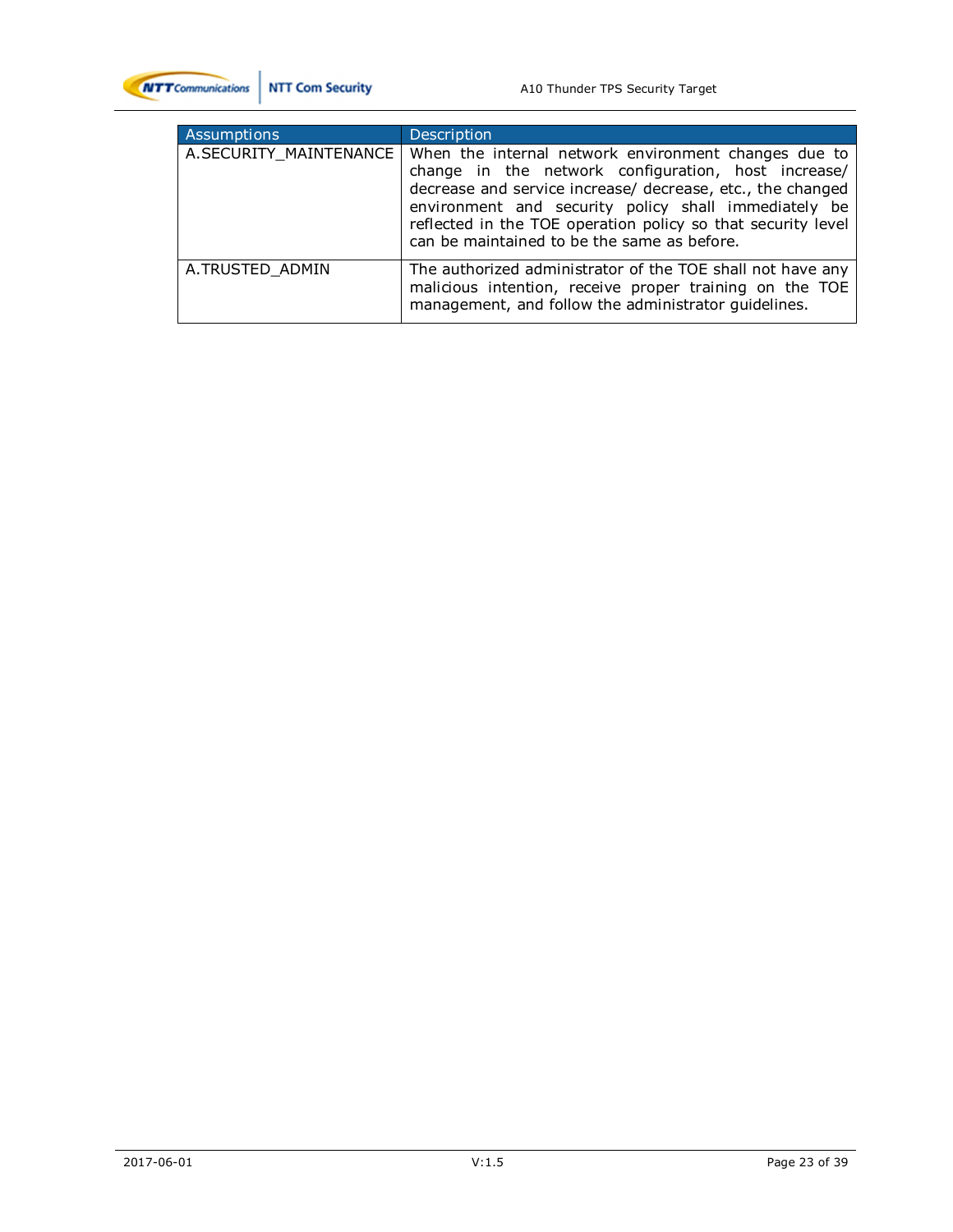| Assumptions | Description |
|---|---|
| A.SECURITY_MAINTENANCE | When the internal network environment changes due to change in the network configuration, host increase/ decrease and service increase/ decrease, etc., the changed environment and security policy shall immediately be reflected in the TOE operation policy so that security level can be maintained to be the same as before. |
| A.TRUSTED_ADMIN | The authorized administrator of the TOE shall not have any malicious intention, receive proper training on the TOE management, and follow the administrator guidelines. |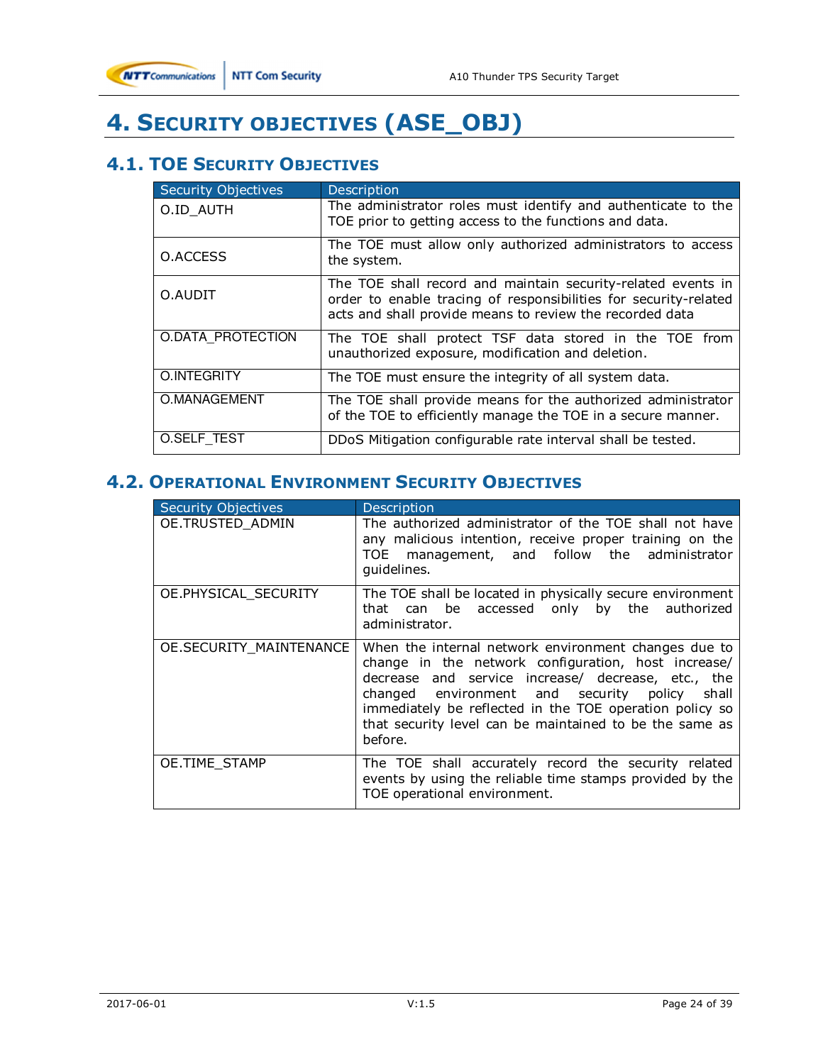# 4. Security objectives (ASE_OBJ)

## 4.1. TOE Security Objectives

| Security Objectives | Description |
|---|---|
| O.ID_AUTH | The administrator roles must identify and authenticate to the TOE prior to getting access to the functions and data. |
| O.ACCESS | The TOE must allow only authorized administrators to access the system. |
| O.AUDIT | The TOE shall record and maintain security-related events in order to enable tracing of responsibilities for security-related acts and shall provide means to review the recorded data |
| O.DATA_PROTECTION | The TOE shall protect TSF data stored in the TOE from unauthorized exposure, modification and deletion. |
| O.INTEGRITY | The TOE must ensure the integrity of all system data. |
| O.MANAGEMENT | The TOE shall provide means for the authorized administrator of the TOE to efficiently manage the TOE in a secure manner. |
| O.SELF_TEST | DDoS Mitigation configurable rate interval shall be tested. |

## 4.2. Operational Environment Security Objectives

| Security Objectives | Description |
|---|---|
| OE.TRUSTED_ADMIN | The authorized administrator of the TOE shall not have any malicious intention, receive proper training on the TOE management, and follow the administrator guidelines. |
| OE.PHYSICAL_SECURITY | The TOE shall be located in physically secure environment that can be accessed only by the authorized administrator. |
| OE.SECURITY_MAINTENANCE | When the internal network environment changes due to change in the network configuration, host increase/ decrease and service increase/ decrease, etc., the changed environment and security policy shall immediately be reflected in the TOE operation policy so that security level can be maintained to be the same as before. |
| OE.TIME_STAMP | The TOE shall accurately record the security related events by using the reliable time stamps provided by the TOE operational environment. |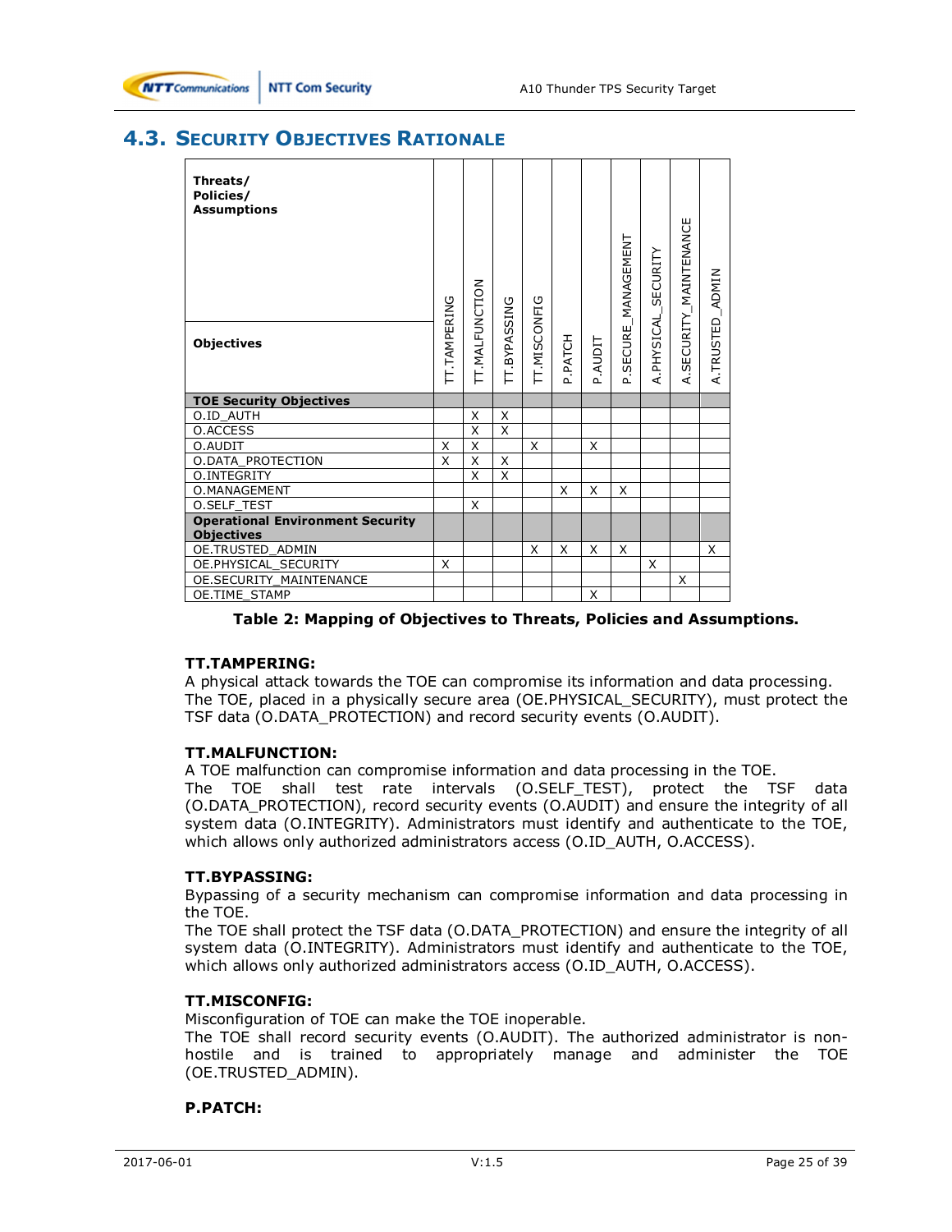## 4.3. Security Objectives Rationale

| Threats/ Policies/ Assumptions / Objectives | TT.TAMPERING | TT.MALFUNCTION | TT.BYPASSING | TT.MISCONFIG | P.PATCH | P.AUDIT | P.SECURE_MANAGEMENT | A.PHYSICAL_SECURITY | A.SECURITY_MAINTENANCE | A.TRUSTED_ADMIN |
|---|---|---|---|---|---|---|---|---|---|---|
| **TOE Security Objectives** | | | | | | | | | | |
| O.ID_AUTH | | X | X | | | | | | | |
| O.ACCESS | | X | X | | | | | | | |
| O.AUDIT | X | X | | X | | X | | | | |
| O.DATA_PROTECTION | X | X | X | | | | | | | |
| O.INTEGRITY | | X | X | | | | | | | |
| O.MANAGEMENT | | | | | X | X | X | | | |
| O.SELF_TEST | | X | | | | | | | | |
| **Operational Environment Security Objectives** | | | | | | | | | | |
| OE.TRUSTED_ADMIN | | | | X | X | X | X | | | X |
| OE.PHYSICAL_SECURITY | X | | | | | | | X | | |
| OE.SECURITY_MAINTENANCE | | | | | | | | | X | |
| OE.TIME_STAMP | | | | | | X | | | | |

**Table 2: Mapping of Objectives to Threats, Policies and Assumptions.**

**TT.TAMPERING:**
A physical attack towards the TOE can compromise its information and data processing. The TOE, placed in a physically secure area (OE.PHYSICAL_SECURITY), must protect the TSF data (O.DATA_PROTECTION) and record security events (O.AUDIT).

**TT.MALFUNCTION:**
A TOE malfunction can compromise information and data processing in the TOE.
The TOE shall test rate intervals (O.SELF_TEST), protect the TSF data (O.DATA_PROTECTION), record security events (O.AUDIT) and ensure the integrity of all system data (O.INTEGRITY). Administrators must identify and authenticate to the TOE, which allows only authorized administrators access (O.ID_AUTH, O.ACCESS).

**TT.BYPASSING:**
Bypassing of a security mechanism can compromise information and data processing in the TOE.
The TOE shall protect the TSF data (O.DATA_PROTECTION) and ensure the integrity of all system data (O.INTEGRITY). Administrators must identify and authenticate to the TOE, which allows only authorized administrators access (O.ID_AUTH, O.ACCESS).

**TT.MISCONFIG:**
Misconfiguration of TOE can make the TOE inoperable.
The TOE shall record security events (O.AUDIT). The authorized administrator is non-hostile and is trained to appropriately manage and administer the TOE (OE.TRUSTED_ADMIN).

**P.PATCH:**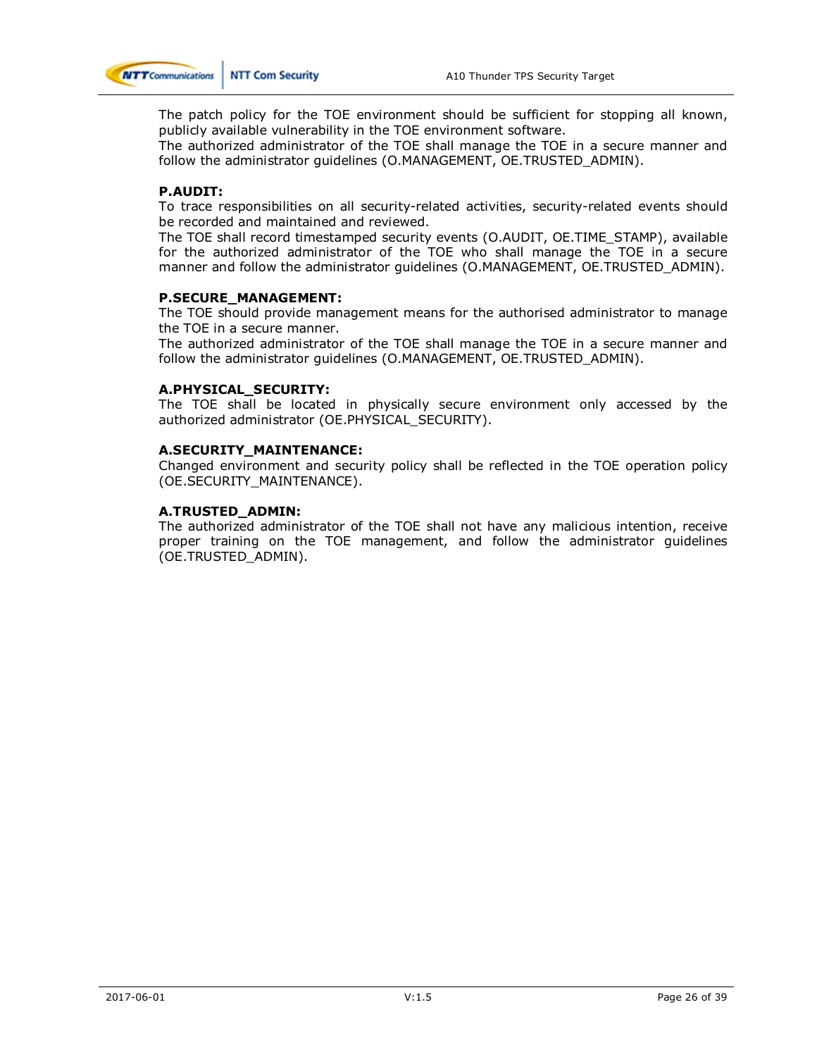The patch policy for the TOE environment should be sufficient for stopping all known, publicly available vulnerability in the TOE environment software.
The authorized administrator of the TOE shall manage the TOE in a secure manner and follow the administrator guidelines (O.MANAGEMENT, OE.TRUSTED_ADMIN).

**P.AUDIT:**
To trace responsibilities on all security-related activities, security-related events should be recorded and maintained and reviewed.
The TOE shall record timestamped security events (O.AUDIT, OE.TIME_STAMP), available for the authorized administrator of the TOE who shall manage the TOE in a secure manner and follow the administrator guidelines (O.MANAGEMENT, OE.TRUSTED_ADMIN).

**P.SECURE_MANAGEMENT:**
The TOE should provide management means for the authorised administrator to manage the TOE in a secure manner.
The authorized administrator of the TOE shall manage the TOE in a secure manner and follow the administrator guidelines (O.MANAGEMENT, OE.TRUSTED_ADMIN).

**A.PHYSICAL_SECURITY:**
The TOE shall be located in physically secure environment only accessed by the authorized administrator (OE.PHYSICAL_SECURITY).

**A.SECURITY_MAINTENANCE:**
Changed environment and security policy shall be reflected in the TOE operation policy (OE.SECURITY_MAINTENANCE).

**A.TRUSTED_ADMIN:**
The authorized administrator of the TOE shall not have any malicious intention, receive proper training on the TOE management, and follow the administrator guidelines (OE.TRUSTED_ADMIN).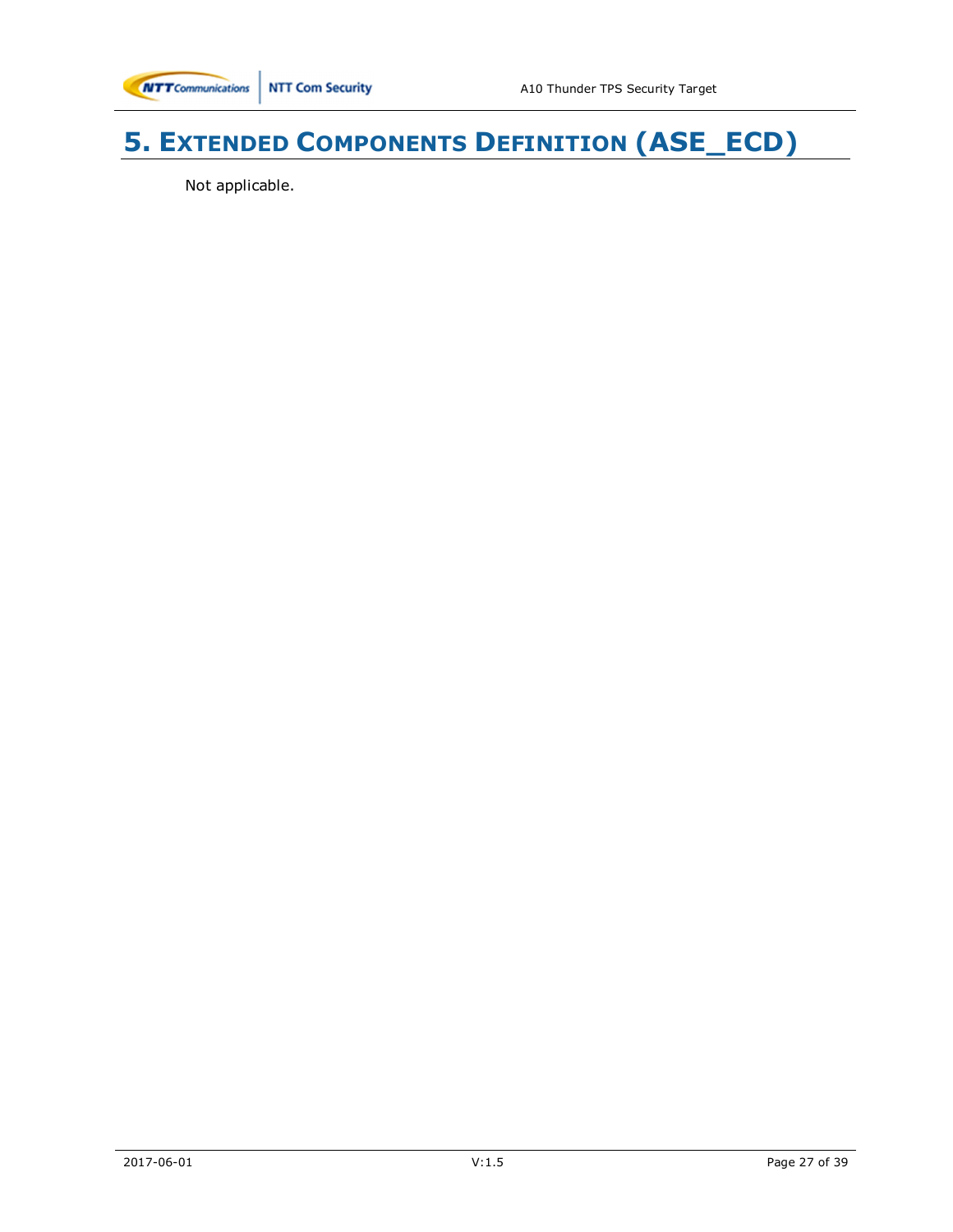# 5. Extended Components Definition (ASE_ECD)

Not applicable.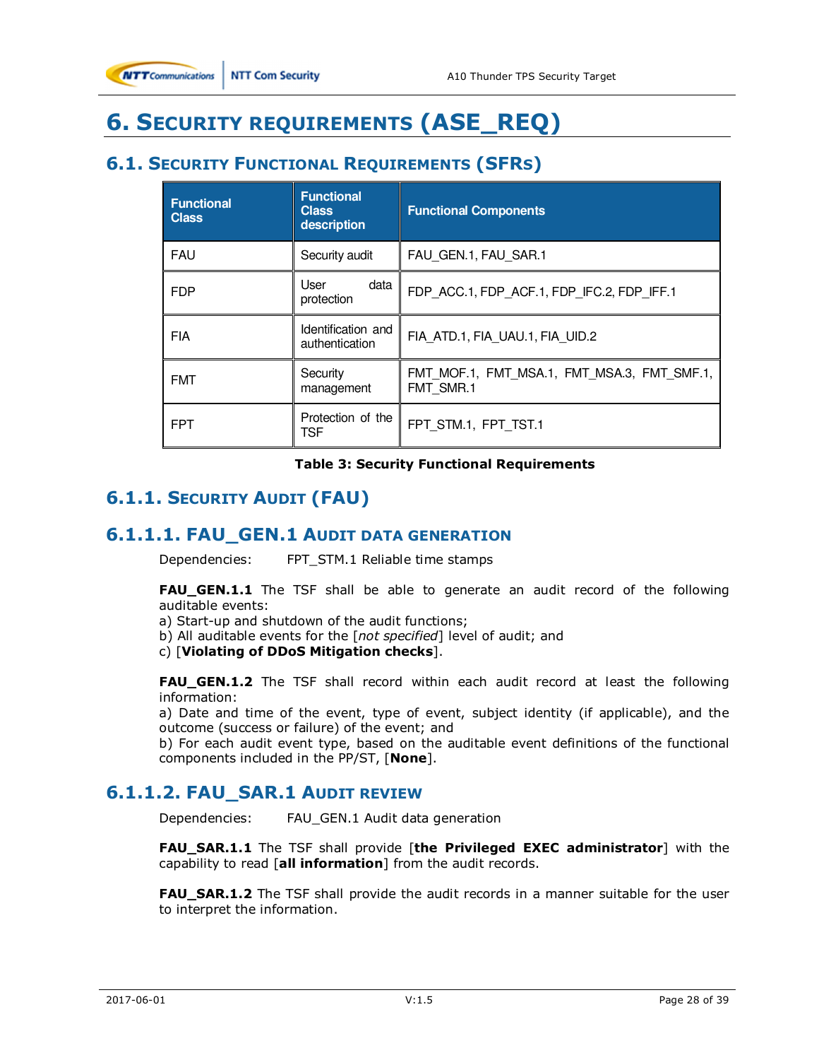# 6. Security requirements (ASE_REQ)

## 6.1. Security Functional Requirements (SFRs)

| Functional Class | Functional Class description | Functional Components |
|---|---|---|
| FAU | Security audit | FAU_GEN.1, FAU_SAR.1 |
| FDP | User data protection | FDP_ACC.1, FDP_ACF.1, FDP_IFC.2, FDP_IFF.1 |
| FIA | Identification and authentication | FIA_ATD.1, FIA_UAU.1, FIA_UID.2 |
| FMT | Security management | FMT_MOF.1, FMT_MSA.1, FMT_MSA.3, FMT_SMF.1, FMT_SMR.1 |
| FPT | Protection of the TSF | FPT_STM.1, FPT_TST.1 |

**Table 3: Security Functional Requirements**

### 6.1.1. Security Audit (FAU)

#### 6.1.1.1. FAU_GEN.1 Audit data generation

Dependencies: FPT_STM.1 Reliable time stamps

**FAU_GEN.1.1** The TSF shall be able to generate an audit record of the following auditable events:
a) Start-up and shutdown of the audit functions;
b) All auditable events for the [*not specified*] level of audit; and
c) [**Violating of DDoS Mitigation checks**].

**FAU_GEN.1.2** The TSF shall record within each audit record at least the following information:
a) Date and time of the event, type of event, subject identity (if applicable), and the outcome (success or failure) of the event; and
b) For each audit event type, based on the auditable event definitions of the functional components included in the PP/ST, [**None**].

#### 6.1.1.2. FAU_SAR.1 Audit review

Dependencies: FAU_GEN.1 Audit data generation

**FAU_SAR.1.1** The TSF shall provide [**the Privileged EXEC administrator**] with the capability to read [**all information**] from the audit records.

**FAU_SAR.1.2** The TSF shall provide the audit records in a manner suitable for the user to interpret the information.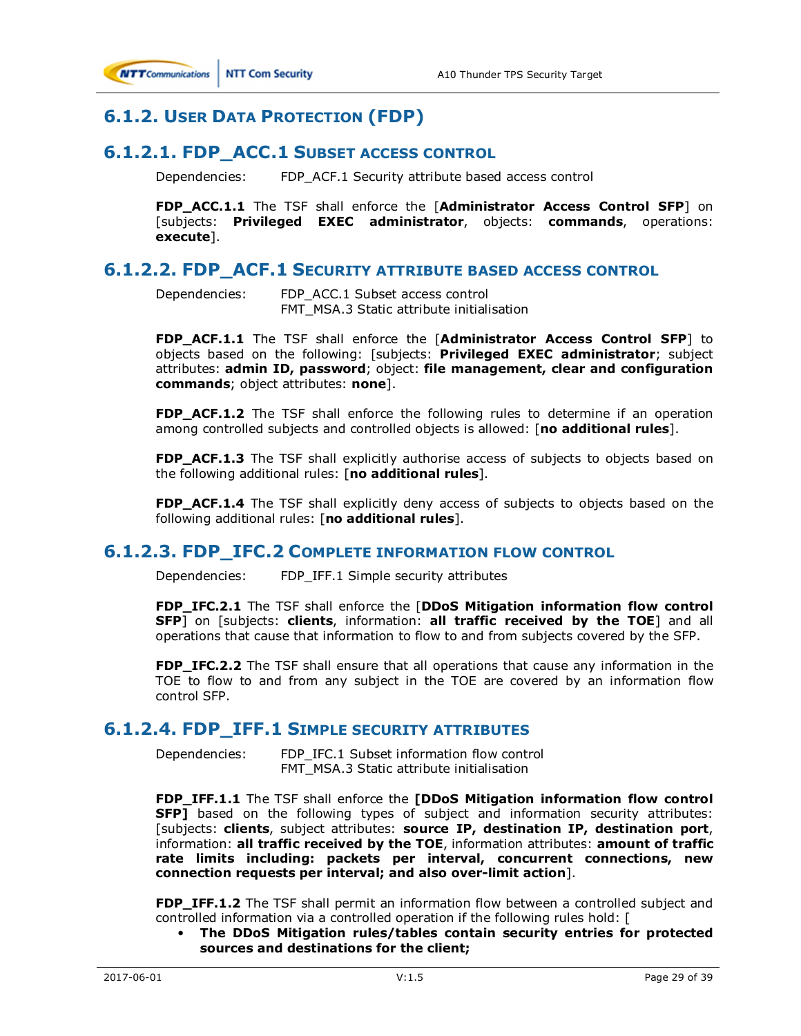## 6.1.2. User Data Protection (FDP)

### 6.1.2.1. FDP_ACC.1 Subset access control

Dependencies: FDP_ACF.1 Security attribute based access control

**FDP_ACC.1.1** The TSF shall enforce the [**Administrator Access Control SFP**] on [subjects: **Privileged EXEC administrator**, objects: **commands**, operations: **execute**].

### 6.1.2.2. FDP_ACF.1 Security attribute based access control

Dependencies: FDP_ACC.1 Subset access control
FMT_MSA.3 Static attribute initialisation

**FDP_ACF.1.1** The TSF shall enforce the [**Administrator Access Control SFP**] to objects based on the following: [subjects: **Privileged EXEC administrator**; subject attributes: **admin ID, password**; object: **file management, clear and configuration commands**; object attributes: **none**].

**FDP_ACF.1.2** The TSF shall enforce the following rules to determine if an operation among controlled subjects and controlled objects is allowed: [**no additional rules**].

**FDP_ACF.1.3** The TSF shall explicitly authorise access of subjects to objects based on the following additional rules: [**no additional rules**].

**FDP_ACF.1.4** The TSF shall explicitly deny access of subjects to objects based on the following additional rules: [**no additional rules**].

### 6.1.2.3. FDP_IFC.2 Complete information flow control

Dependencies: FDP_IFF.1 Simple security attributes

**FDP_IFC.2.1** The TSF shall enforce the [**DDoS Mitigation information flow control SFP**] on [subjects: **clients**, information: **all traffic received by the TOE**] and all operations that cause that information to flow to and from subjects covered by the SFP.

**FDP_IFC.2.2** The TSF shall ensure that all operations that cause any information in the TOE to flow to and from any subject in the TOE are covered by an information flow control SFP.

### 6.1.2.4. FDP_IFF.1 Simple security attributes

Dependencies: FDP_IFC.1 Subset information flow control
FMT_MSA.3 Static attribute initialisation

**FDP_IFF.1.1** The TSF shall enforce the **[DDoS Mitigation information flow control SFP]** based on the following types of subject and information security attributes: [subjects: **clients**, subject attributes: **source IP, destination IP, destination port**, information: **all traffic received by the TOE**, information attributes: **amount of traffic rate limits including: packets per interval, concurrent connections, new connection requests per interval; and also over-limit action**].

**FDP_IFF.1.2** The TSF shall permit an information flow between a controlled subject and controlled information via a controlled operation if the following rules hold: [

- **The DDoS Mitigation rules/tables contain security entries for protected sources and destinations for the client;**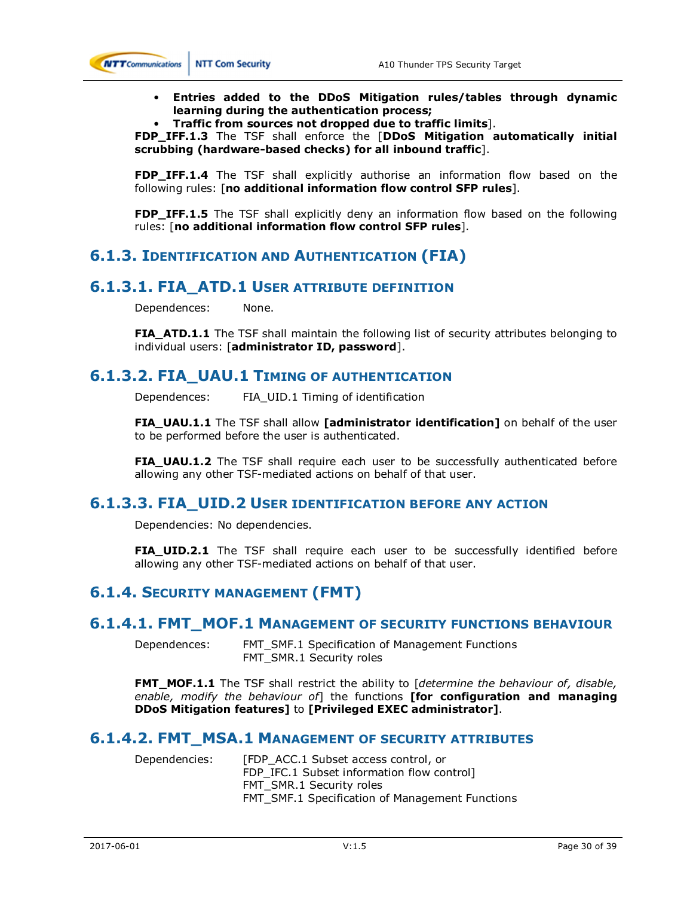- **Entries added to the DDoS Mitigation rules/tables through dynamic learning during the authentication process;**
- **Traffic from sources not dropped due to traffic limits**].

**FDP_IFF.1.3** The TSF shall enforce the [**DDoS Mitigation automatically initial scrubbing (hardware-based checks) for all inbound traffic**].

**FDP_IFF.1.4** The TSF shall explicitly authorise an information flow based on the following rules: [**no additional information flow control SFP rules**].

**FDP_IFF.1.5** The TSF shall explicitly deny an information flow based on the following rules: [**no additional information flow control SFP rules**].

## 6.1.3. Identification and Authentication (FIA)

### 6.1.3.1. FIA_ATD.1 User attribute definition

Dependences: None.

**FIA_ATD.1.1** The TSF shall maintain the following list of security attributes belonging to individual users: [**administrator ID, password**].

### 6.1.3.2. FIA_UAU.1 Timing of authentication

Dependences: FIA_UID.1 Timing of identification

**FIA_UAU.1.1** The TSF shall allow **[administrator identification]** on behalf of the user to be performed before the user is authenticated.

**FIA_UAU.1.2** The TSF shall require each user to be successfully authenticated before allowing any other TSF-mediated actions on behalf of that user.

### 6.1.3.3. FIA_UID.2 User identification before any action

Dependencies: No dependencies.

**FIA_UID.2.1** The TSF shall require each user to be successfully identified before allowing any other TSF-mediated actions on behalf of that user.

## 6.1.4. Security management (FMT)

### 6.1.4.1. FMT_MOF.1 Management of security functions behaviour

Dependences: FMT_SMF.1 Specification of Management Functions
FMT_SMR.1 Security roles

**FMT_MOF.1.1** The TSF shall restrict the ability to [*determine the behaviour of, disable, enable, modify the behaviour of*] the functions **[for configuration and managing DDoS Mitigation features]** to **[Privileged EXEC administrator]**.

### 6.1.4.2. FMT_MSA.1 Management of security attributes

Dependences: [FDP_ACC.1 Subset access control, or
FDP_IFC.1 Subset information flow control]
FMT_SMR.1 Security roles
FMT_SMF.1 Specification of Management Functions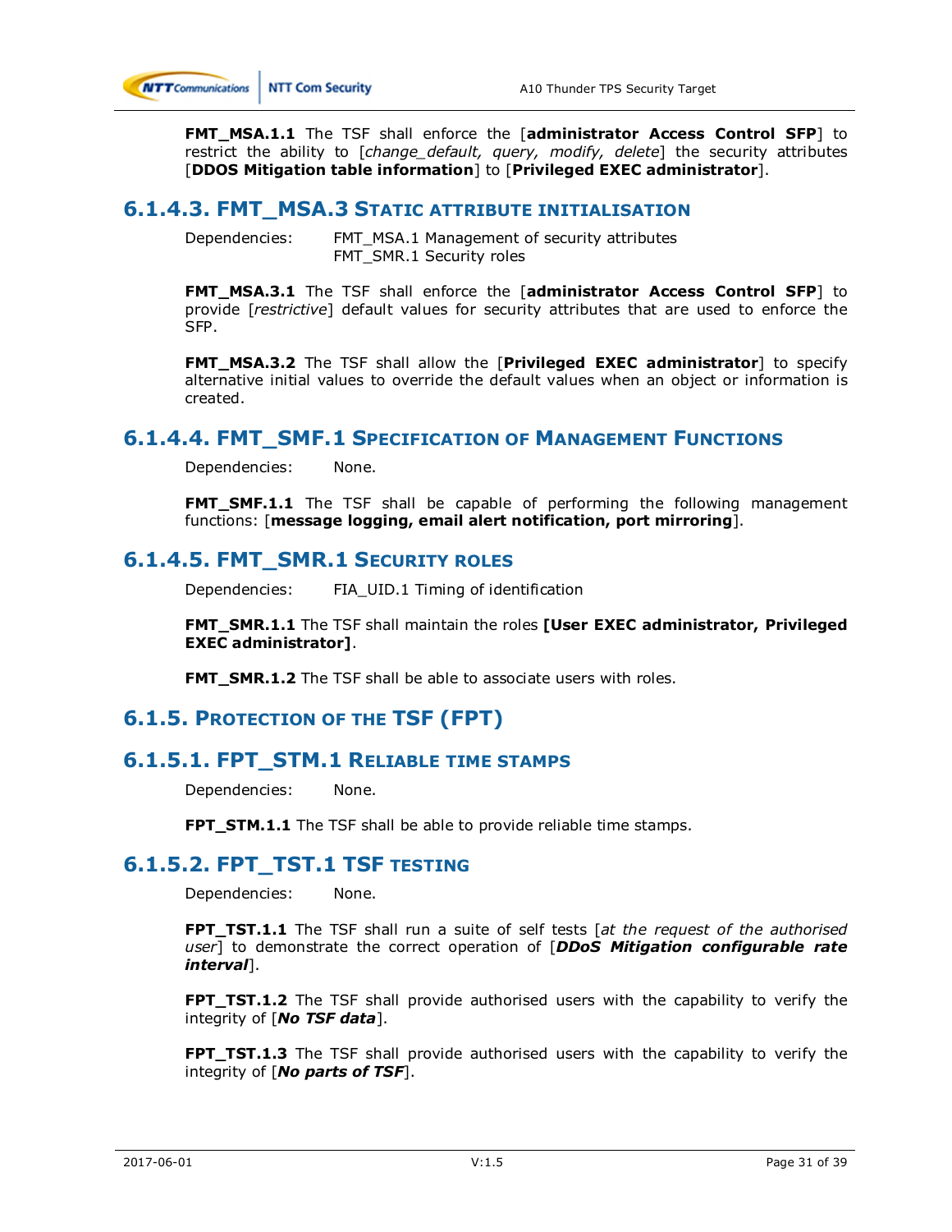**FMT_MSA.1.1** The TSF shall enforce the [**administrator Access Control SFP**] to restrict the ability to [*change_default, query, modify, delete*] the security attributes [**DDOS Mitigation table information**] to [**Privileged EXEC administrator**].

#### 6.1.4.3. FMT_MSA.3 Static attribute initialisation

Dependencies: FMT_MSA.1 Management of security attributes
FMT_SMR.1 Security roles

**FMT_MSA.3.1** The TSF shall enforce the [**administrator Access Control SFP**] to provide [*restrictive*] default values for security attributes that are used to enforce the SFP.

**FMT_MSA.3.2** The TSF shall allow the [**Privileged EXEC administrator**] to specify alternative initial values to override the default values when an object or information is created.

#### 6.1.4.4. FMT_SMF.1 Specification of Management Functions

Dependencies: None.

**FMT_SMF.1.1** The TSF shall be capable of performing the following management functions: [**message logging, email alert notification, port mirroring**].

#### 6.1.4.5. FMT_SMR.1 Security roles

Dependencies: FIA_UID.1 Timing of identification

**FMT_SMR.1.1** The TSF shall maintain the roles **[User EXEC administrator, Privileged EXEC administrator]**.

**FMT_SMR.1.2** The TSF shall be able to associate users with roles.

### 6.1.5. Protection of the TSF (FPT)

#### 6.1.5.1. FPT_STM.1 Reliable time stamps

Dependencies: None.

**FPT_STM.1.1** The TSF shall be able to provide reliable time stamps.

#### 6.1.5.2. FPT_TST.1 TSF testing

Dependencies: None.

**FPT_TST.1.1** The TSF shall run a suite of self tests [*at the request of the authorised user*] to demonstrate the correct operation of [***DDoS Mitigation configurable rate interval***].

**FPT_TST.1.2** The TSF shall provide authorised users with the capability to verify the integrity of [***No TSF data***].

**FPT_TST.1.3** The TSF shall provide authorised users with the capability to verify the integrity of [***No parts of TSF***].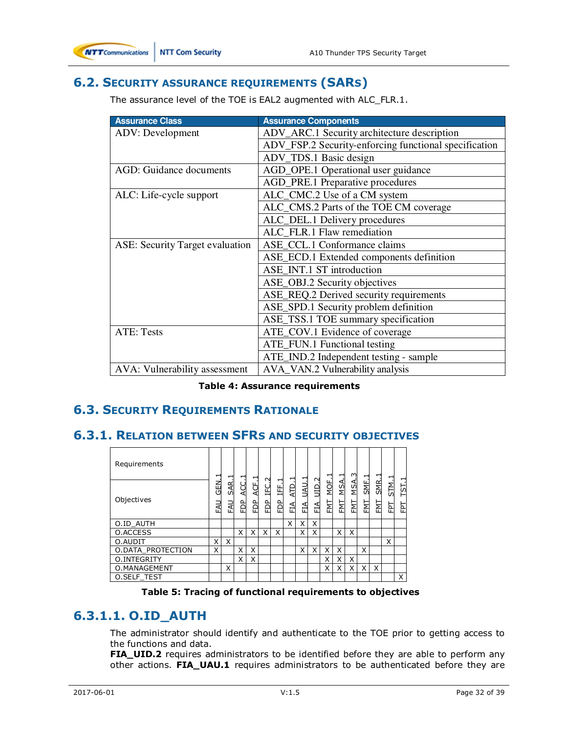## 6.2. Security assurance requirements (SARs)

The assurance level of the TOE is EAL2 augmented with ALC_FLR.1.

| Assurance Class | Assurance Components |
|---|---|
| ADV: Development | ADV_ARC.1 Security architecture description |
| | ADV_FSP.2 Security-enforcing functional specification |
| | ADV_TDS.1 Basic design |
| AGD: Guidance documents | AGD_OPE.1 Operational user guidance |
| | AGD_PRE.1 Preparative procedures |
| ALC: Life-cycle support | ALC_CMC.2 Use of a CM system |
| | ALC_CMS.2 Parts of the TOE CM coverage |
| | ALC_DEL.1 Delivery procedures |
| | ALC_FLR.1 Flaw remediation |
| ASE: Security Target evaluation | ASE_CCL.1 Conformance claims |
| | ASE_ECD.1 Extended components definition |
| | ASE_INT.1 ST introduction |
| | ASE_OBJ.2 Security objectives |
| | ASE_REQ.2 Derived security requirements |
| | ASE_SPD.1 Security problem definition |
| | ASE_TSS.1 TOE summary specification |
| ATE: Tests | ATE_COV.1 Evidence of coverage |
| | ATE_FUN.1 Functional testing |
| | ATE_IND.2 Independent testing - sample |
| AVA: Vulnerability assessment | AVA_VAN.2 Vulnerability analysis |

**Table 4: Assurance requirements**

## 6.3. Security Requirements Rationale

### 6.3.1. Relation between SFRs and security objectives

| Requirements / Objectives | FAU_GEN.1 | FAU_SAR.1 | FDP_ACC.1 | FDP_ACF.1 | FDP_IFC.2 | FDP_IFF.1 | FIA_ATD.1 | FIA_UAU.1 | FIA_UID.2 | FMT_MOF.1 | FMT_MSA.1 | FMT_MSA.3 | FMT_SMF.1 | FMT_SMR.1 | FPT_STM.1 | FPT_TST.1 |
|---|---|---|---|---|---|---|---|---|---|---|---|---|---|---|---|---|
| O.ID_AUTH | | | | | | | X | X | X | | | | | | | |
| O.ACCESS | | | X | X | X | X | | X | X | | X | X | | | | |
| O.AUDIT | X | X | | | | | | | | | | | | | X | |
| O.DATA_PROTECTION | X | | X | X | | | | X | X | X | X | | X | | | |
| O.INTEGRITY | | | X | X | | | | | | X | X | X | | | | |
| O.MANAGEMENT | | X | | | | | | | | X | X | X | X | X | | |
| O.SELF_TEST | | | | | | | | | | | | | | | | X |

**Table 5: Tracing of functional requirements to objectives**

#### 6.3.1.1. O.ID_AUTH

The administrator should identify and authenticate to the TOE prior to getting access to the functions and data.

**FIA_UID.2** requires administrators to be identified before they are able to perform any other actions. **FIA_UAU.1** requires administrators to be authenticated before they are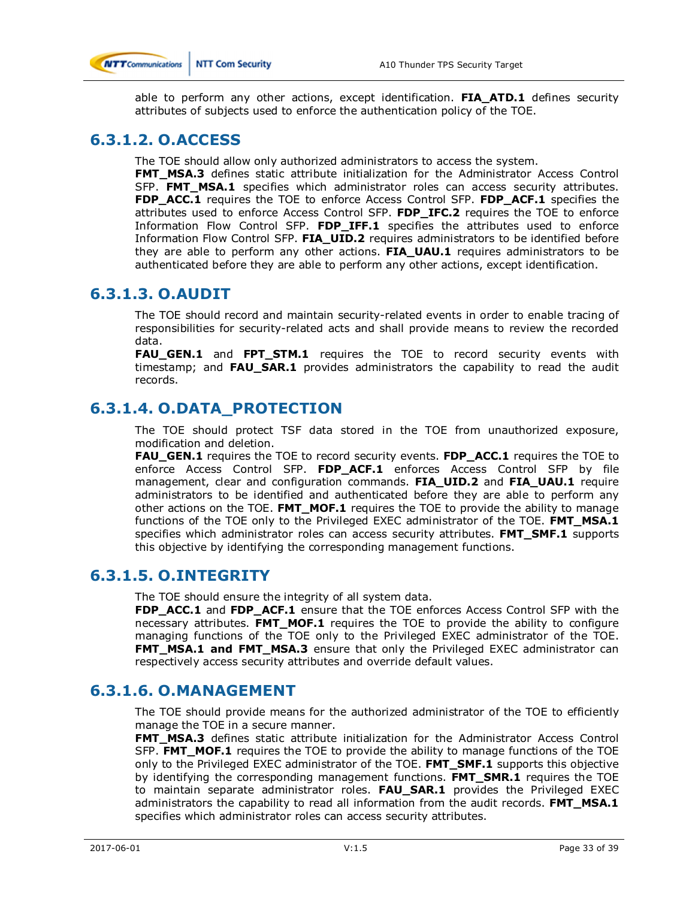able to perform any other actions, except identification. **FIA_ATD.1** defines security attributes of subjects used to enforce the authentication policy of the TOE.

### 6.3.1.2. O.ACCESS

The TOE should allow only authorized administrators to access the system.
**FMT_MSA.3** defines static attribute initialization for the Administrator Access Control SFP. **FMT_MSA.1** specifies which administrator roles can access security attributes. **FDP_ACC.1** requires the TOE to enforce Access Control SFP. **FDP_ACF.1** specifies the attributes used to enforce Access Control SFP. **FDP_IFC.2** requires the TOE to enforce Information Flow Control SFP. **FDP_IFF.1** specifies the attributes used to enforce Information Flow Control SFP. **FIA_UID.2** requires administrators to be identified before they are able to perform any other actions. **FIA_UAU.1** requires administrators to be authenticated before they are able to perform any other actions, except identification.

### 6.3.1.3. O.AUDIT

The TOE should record and maintain security-related events in order to enable tracing of responsibilities for security-related acts and shall provide means to review the recorded data.
**FAU_GEN.1** and **FPT_STM.1** requires the TOE to record security events with timestamp; and **FAU_SAR.1** provides administrators the capability to read the audit records.

### 6.3.1.4. O.DATA_PROTECTION

The TOE should protect TSF data stored in the TOE from unauthorized exposure, modification and deletion.
**FAU_GEN.1** requires the TOE to record security events. **FDP_ACC.1** requires the TOE to enforce Access Control SFP. **FDP_ACF.1** enforces Access Control SFP by file management, clear and configuration commands. **FIA_UID.2** and **FIA_UAU.1** require administrators to be identified and authenticated before they are able to perform any other actions on the TOE. **FMT_MOF.1** requires the TOE to provide the ability to manage functions of the TOE only to the Privileged EXEC administrator of the TOE. **FMT_MSA.1** specifies which administrator roles can access security attributes. **FMT_SMF.1** supports this objective by identifying the corresponding management functions.

### 6.3.1.5. O.INTEGRITY

The TOE should ensure the integrity of all system data.
**FDP_ACC.1** and **FDP_ACF.1** ensure that the TOE enforces Access Control SFP with the necessary attributes. **FMT_MOF.1** requires the TOE to provide the ability to configure managing functions of the TOE only to the Privileged EXEC administrator of the TOE. **FMT_MSA.1 and FMT_MSA.3** ensure that only the Privileged EXEC administrator can respectively access security attributes and override default values.

### 6.3.1.6. O.MANAGEMENT

The TOE should provide means for the authorized administrator of the TOE to efficiently manage the TOE in a secure manner.
**FMT_MSA.3** defines static attribute initialization for the Administrator Access Control SFP. **FMT_MOF.1** requires the TOE to provide the ability to manage functions of the TOE only to the Privileged EXEC administrator of the TOE. **FMT_SMF.1** supports this objective by identifying the corresponding management functions. **FMT_SMR.1** requires the TOE to maintain separate administrator roles. **FAU_SAR.1** provides the Privileged EXEC administrators the capability to read all information from the audit records. **FMT_MSA.1** specifies which administrator roles can access security attributes.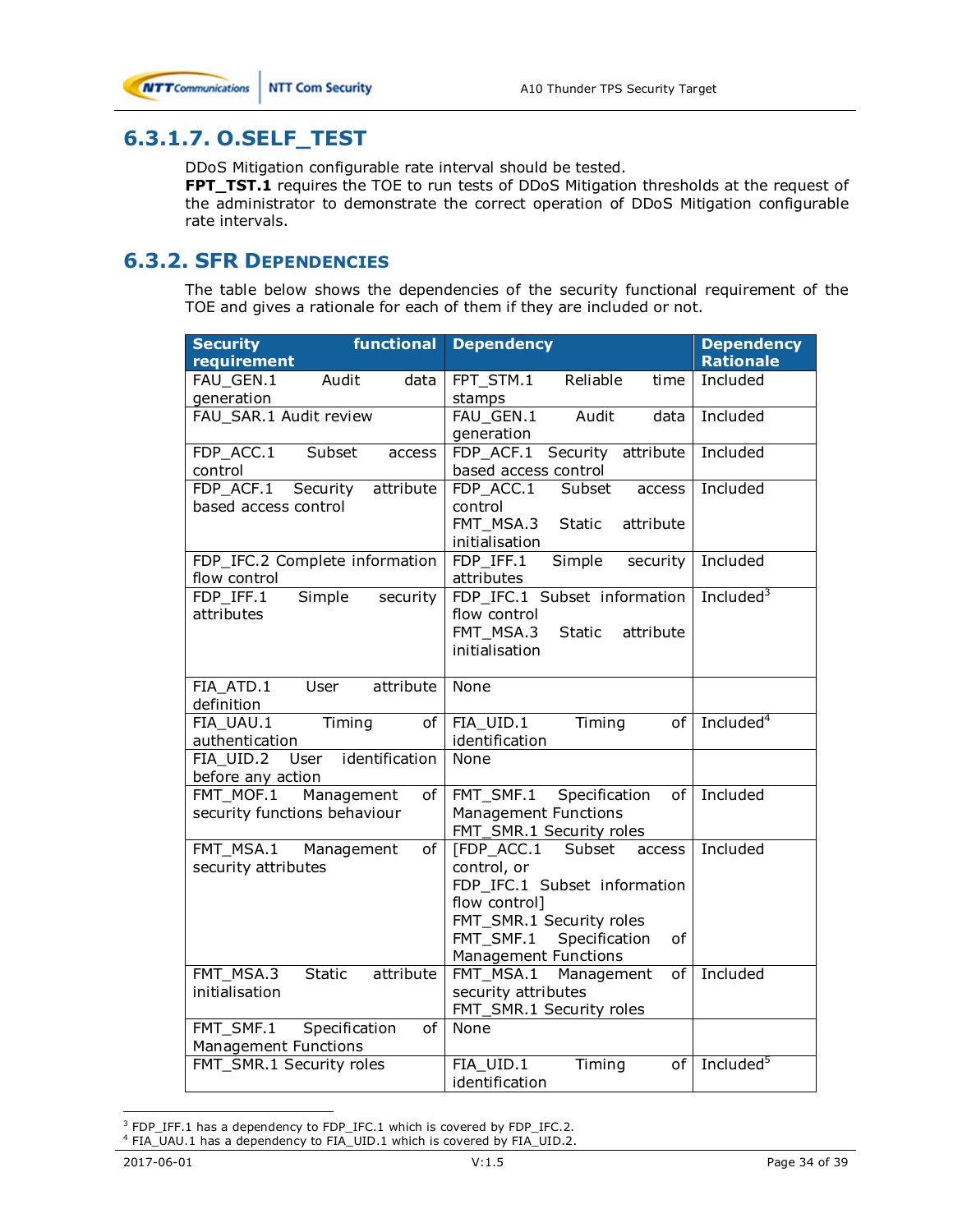#### 6.3.1.7. O.SELF_TEST

DDoS Mitigation configurable rate interval should be tested.
**FPT_TST.1** requires the TOE to run tests of DDoS Mitigation thresholds at the request of the administrator to demonstrate the correct operation of DDoS Mitigation configurable rate intervals.

### 6.3.2. SFR Dependencies

The table below shows the dependencies of the security functional requirement of the TOE and gives a rationale for each of them if they are included or not.

| Security functional requirement | Dependency | Dependency Rationale |
|---|---|---|
| FAU_GEN.1 Audit data generation | FPT_STM.1 Reliable time stamps | Included |
| FAU_SAR.1 Audit review | FAU_GEN.1 Audit data generation | Included |
| FDP_ACC.1 Subset access control | FDP_ACF.1 Security attribute based access control | Included |
| FDP_ACF.1 Security attribute based access control | FDP_ACC.1 Subset access control<br>FMT_MSA.3 Static attribute initialisation | Included |
| FDP_IFC.2 Complete information flow control | FDP_IFF.1 Simple security attributes | Included |
| FDP_IFF.1 Simple security attributes | FDP_IFC.1 Subset information flow control<br>FMT_MSA.3 Static attribute initialisation | Included[3] |
| FIA_ATD.1 User attribute definition | None | |
| FIA_UAU.1 Timing of authentication | FIA_UID.1 Timing of identification | Included[4] |
| FIA_UID.2 User identification before any action | None | |
| FMT_MOF.1 Management of security functions behaviour | FMT_SMF.1 Specification of Management Functions<br>FMT_SMR.1 Security roles | Included |
| FMT_MSA.1 Management of security attributes | [FDP_ACC.1 Subset access control, or<br>FDP_IFC.1 Subset information flow control]<br>FMT_SMR.1 Security roles<br>FMT_SMF.1 Specification of Management Functions | Included |
| FMT_MSA.3 Static attribute initialisation | FMT_MSA.1 Management of security attributes<br>FMT_SMR.1 Security roles | Included |
| FMT_SMF.1 Specification of Management Functions | None | |
| FMT_SMR.1 Security roles | FIA_UID.1 Timing of identification | Included[5] |

[3] FDP_IFF.1 has a dependency to FDP_IFC.1 which is covered by FDP_IFC.2.
[4] FIA_UAU.1 has a dependency to FIA_UID.1 which is covered by FIA_UID.2.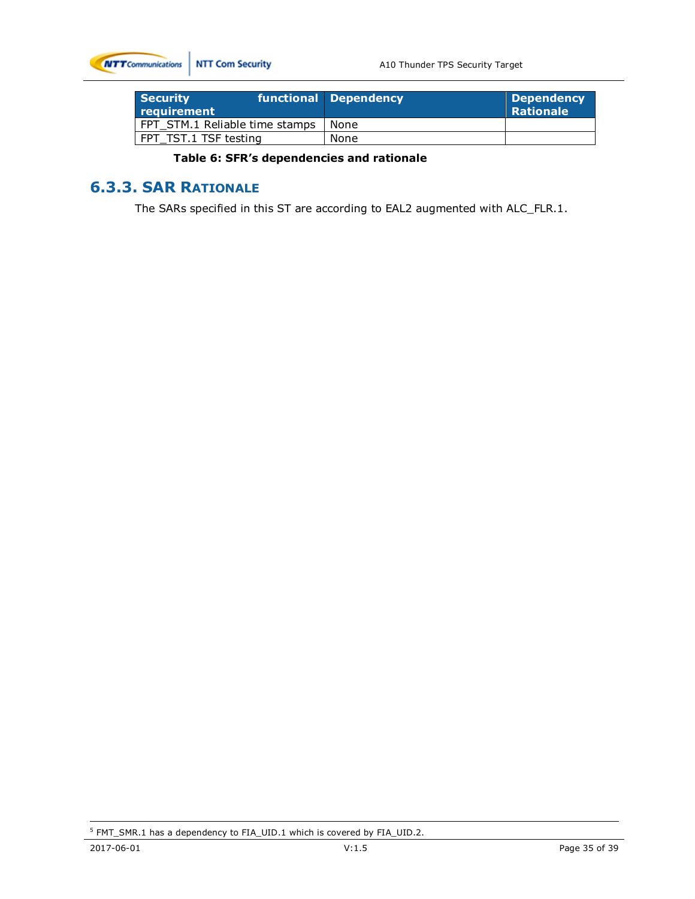| Security functional requirement | Dependency | Dependency Rationale |
| --- | --- | --- |
| FPT_STM.1 Reliable time stamps | None | |
| FPT_TST.1 TSF testing | None | |

**Table 6: SFR's dependencies and rationale**

### 6.3.3. SAR Rationale

The SARs specified in this ST are according to EAL2 augmented with ALC_FLR.1.

[5] FMT_SMR.1 has a dependency to FIA_UID.1 which is covered by FIA_UID.2.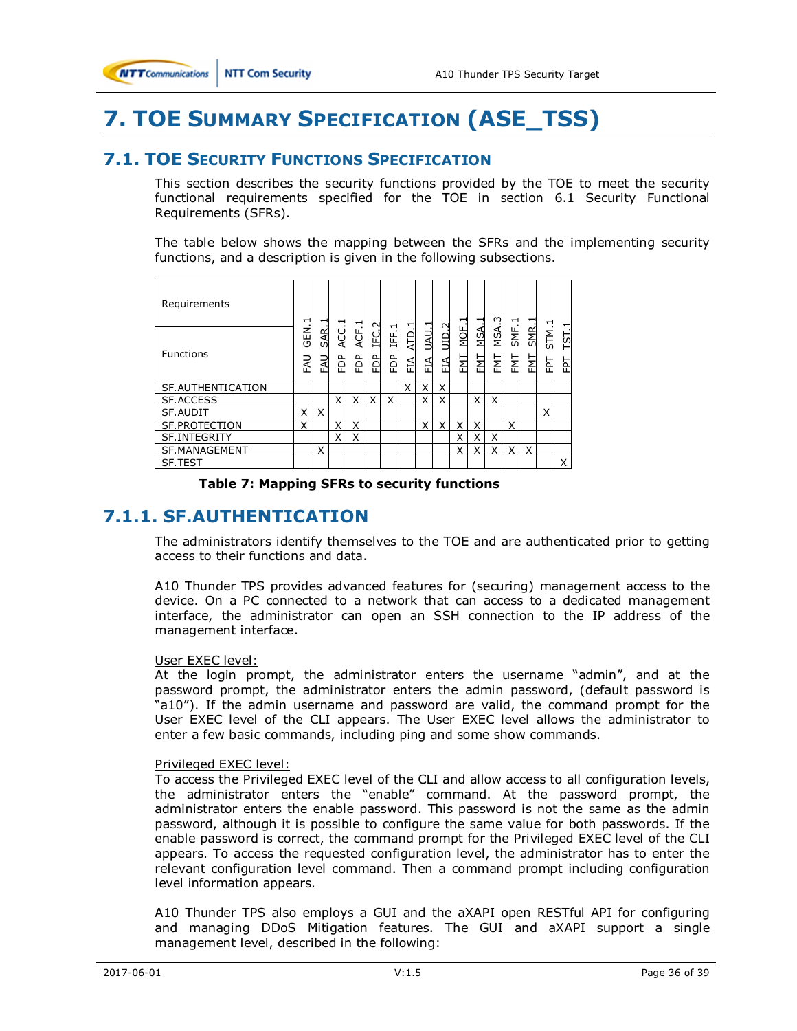# 7. TOE Summary Specification (ASE_TSS)

## 7.1. TOE Security Functions Specification

This section describes the security functions provided by the TOE to meet the security functional requirements specified for the TOE in section 6.1 Security Functional Requirements (SFRs).

The table below shows the mapping between the SFRs and the implementing security functions, and a description is given in the following subsections.

| Requirements / Functions | FAU_GEN.1 | FAU_SAR.1 | FDP_ACC.1 | FDP_ACF.1 | FDP_IFC.2 | FDP_IFF.1 | FIA_ATD.1 | FIA_UAU.1 | FIA_UID.2 | FMT_MOF.1 | FMT_MSA.1 | FMT_MSA.3 | FMT_SMF.1 | FMT_SMR.1 | FPT_STM.1 | FPT_TST.1 |
|---|---|---|---|---|---|---|---|---|---|---|---|---|---|---|---|---|
| SF.AUTHENTICATION | | | | | | | X | X | X | | | | | | | |
| SF.ACCESS | | | X | X | X | X | | X | X | | X | X | | | | |
| SF.AUDIT | X | X | | | | | | | | | | | | | X | |
| SF.PROTECTION | X | | X | X | | | | X | X | X | X | | X | | | |
| SF.INTEGRITY | | | X | X | | | | | | X | X | X | | | | |
| SF.MANAGEMENT | | X | | | | | | | | X | X | X | X | X | | |
| SF.TEST | | | | | | | | | | | | | | | | X |

**Table 7: Mapping SFRs to security functions**

## 7.1.1. SF.AUTHENTICATION

The administrators identify themselves to the TOE and are authenticated prior to getting access to their functions and data.

A10 Thunder TPS provides advanced features for (securing) management access to the device. On a PC connected to a network that can access to a dedicated management interface, the administrator can open an SSH connection to the IP address of the management interface.

<u>User EXEC level:</u>
At the login prompt, the administrator enters the username "admin", and at the password prompt, the administrator enters the admin password, (default password is "a10"). If the admin username and password are valid, the command prompt for the User EXEC level of the CLI appears. The User EXEC level allows the administrator to enter a few basic commands, including ping and some show commands.

<u>Privileged EXEC level:</u>
To access the Privileged EXEC level of the CLI and allow access to all configuration levels, the administrator enters the "enable" command. At the password prompt, the administrator enters the enable password. This password is not the same as the admin password, although it is possible to configure the same value for both passwords. If the enable password is correct, the command prompt for the Privileged EXEC level of the CLI appears. To access the requested configuration level, the administrator has to enter the relevant configuration level command. Then a command prompt including configuration level information appears.

A10 Thunder TPS also employs a GUI and the aXAPI open RESTful API for configuring and managing DDoS Mitigation features. The GUI and aXAPI support a single management level, described in the following: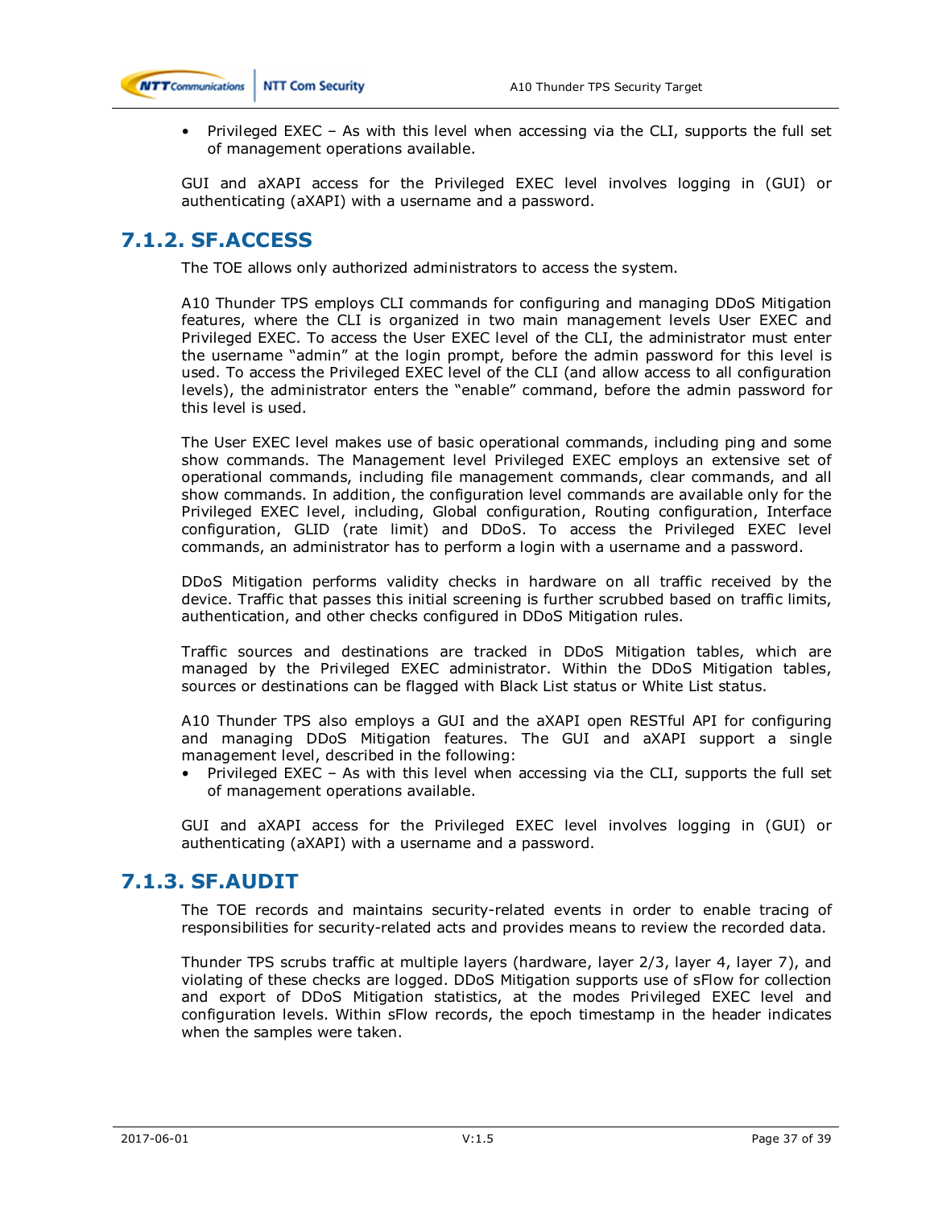- Privileged EXEC – As with this level when accessing via the CLI, supports the full set of management operations available.

GUI and aXAPI access for the Privileged EXEC level involves logging in (GUI) or authenticating (aXAPI) with a username and a password.

### 7.1.2. SF.ACCESS

The TOE allows only authorized administrators to access the system.

A10 Thunder TPS employs CLI commands for configuring and managing DDoS Mitigation features, where the CLI is organized in two main management levels User EXEC and Privileged EXEC. To access the User EXEC level of the CLI, the administrator must enter the username "admin" at the login prompt, before the admin password for this level is used. To access the Privileged EXEC level of the CLI (and allow access to all configuration levels), the administrator enters the "enable" command, before the admin password for this level is used.

The User EXEC level makes use of basic operational commands, including ping and some show commands. The Management level Privileged EXEC employs an extensive set of operational commands, including file management commands, clear commands, and all show commands. In addition, the configuration level commands are available only for the Privileged EXEC level, including, Global configuration, Routing configuration, Interface configuration, GLID (rate limit) and DDoS. To access the Privileged EXEC level commands, an administrator has to perform a login with a username and a password.

DDoS Mitigation performs validity checks in hardware on all traffic received by the device. Traffic that passes this initial screening is further scrubbed based on traffic limits, authentication, and other checks configured in DDoS Mitigation rules.

Traffic sources and destinations are tracked in DDoS Mitigation tables, which are managed by the Privileged EXEC administrator. Within the DDoS Mitigation tables, sources or destinations can be flagged with Black List status or White List status.

A10 Thunder TPS also employs a GUI and the aXAPI open RESTful API for configuring and managing DDoS Mitigation features. The GUI and aXAPI support a single management level, described in the following:

- Privileged EXEC – As with this level when accessing via the CLI, supports the full set of management operations available.

GUI and aXAPI access for the Privileged EXEC level involves logging in (GUI) or authenticating (aXAPI) with a username and a password.

### 7.1.3. SF.AUDIT

The TOE records and maintains security-related events in order to enable tracing of responsibilities for security-related acts and provides means to review the recorded data.

Thunder TPS scrubs traffic at multiple layers (hardware, layer 2/3, layer 4, layer 7), and violating of these checks are logged. DDoS Mitigation supports use of sFlow for collection and export of DDoS Mitigation statistics, at the modes Privileged EXEC level and configuration levels. Within sFlow records, the epoch timestamp in the header indicates when the samples were taken.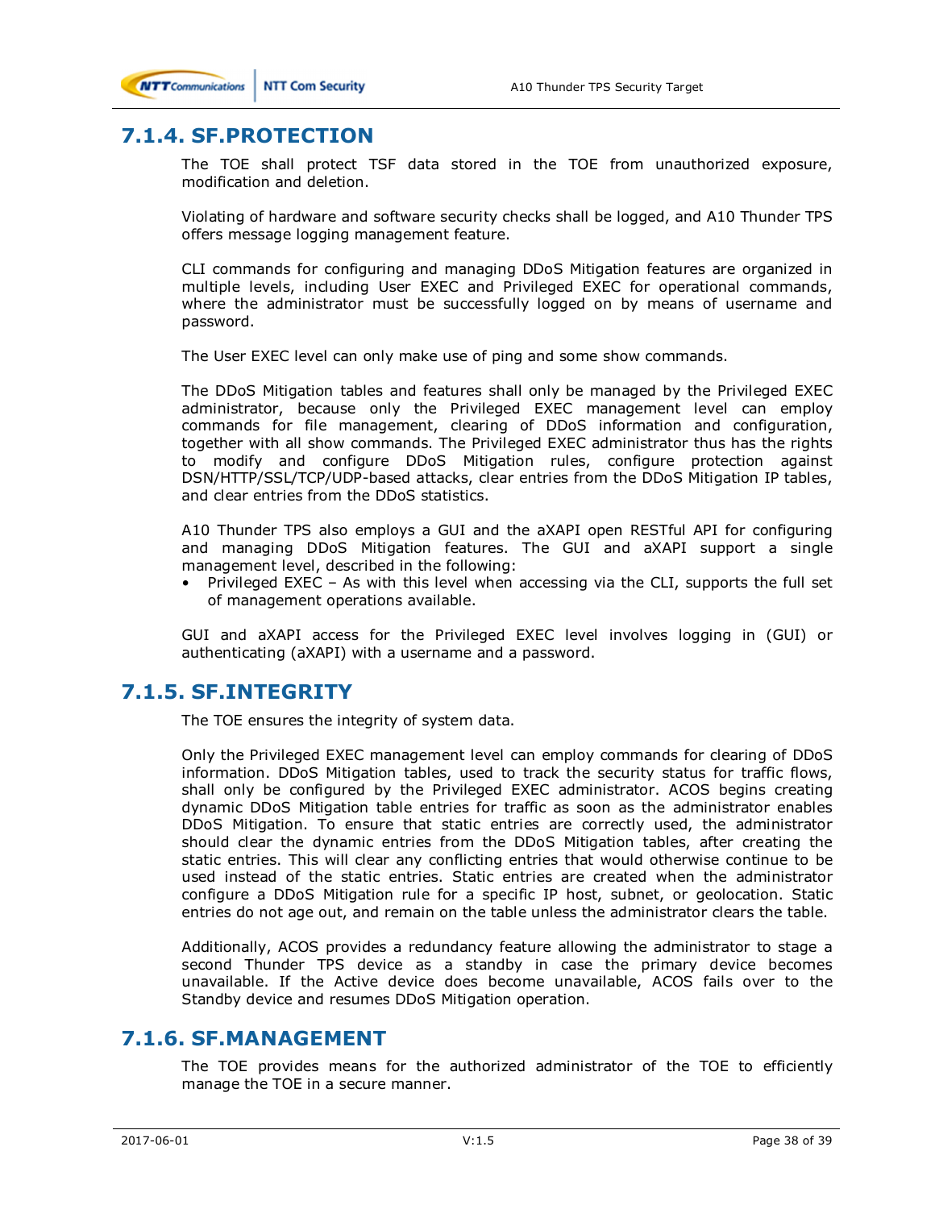### 7.1.4. SF.PROTECTION

The TOE shall protect TSF data stored in the TOE from unauthorized exposure, modification and deletion.

Violating of hardware and software security checks shall be logged, and A10 Thunder TPS offers message logging management feature.

CLI commands for configuring and managing DDoS Mitigation features are organized in multiple levels, including User EXEC and Privileged EXEC for operational commands, where the administrator must be successfully logged on by means of username and password.

The User EXEC level can only make use of ping and some show commands.

The DDoS Mitigation tables and features shall only be managed by the Privileged EXEC administrator, because only the Privileged EXEC management level can employ commands for file management, clearing of DDoS information and configuration, together with all show commands. The Privileged EXEC administrator thus has the rights to modify and configure DDoS Mitigation rules, configure protection against DSN/HTTP/SSL/TCP/UDP-based attacks, clear entries from the DDoS Mitigation IP tables, and clear entries from the DDoS statistics.

A10 Thunder TPS also employs a GUI and the aXAPI open RESTful API for configuring and managing DDoS Mitigation features. The GUI and aXAPI support a single management level, described in the following:

- Privileged EXEC – As with this level when accessing via the CLI, supports the full set of management operations available.

GUI and aXAPI access for the Privileged EXEC level involves logging in (GUI) or authenticating (aXAPI) with a username and a password.

### 7.1.5. SF.INTEGRITY

The TOE ensures the integrity of system data.

Only the Privileged EXEC management level can employ commands for clearing of DDoS information. DDoS Mitigation tables, used to track the security status for traffic flows, shall only be configured by the Privileged EXEC administrator. ACOS begins creating dynamic DDoS Mitigation table entries for traffic as soon as the administrator enables DDoS Mitigation. To ensure that static entries are correctly used, the administrator should clear the dynamic entries from the DDoS Mitigation tables, after creating the static entries. This will clear any conflicting entries that would otherwise continue to be used instead of the static entries. Static entries are created when the administrator configure a DDoS Mitigation rule for a specific IP host, subnet, or geolocation. Static entries do not age out, and remain on the table unless the administrator clears the table.

Additionally, ACOS provides a redundancy feature allowing the administrator to stage a second Thunder TPS device as a standby in case the primary device becomes unavailable. If the Active device does become unavailable, ACOS fails over to the Standby device and resumes DDoS Mitigation operation.

### 7.1.6. SF.MANAGEMENT

The TOE provides means for the authorized administrator of the TOE to efficiently manage the TOE in a secure manner.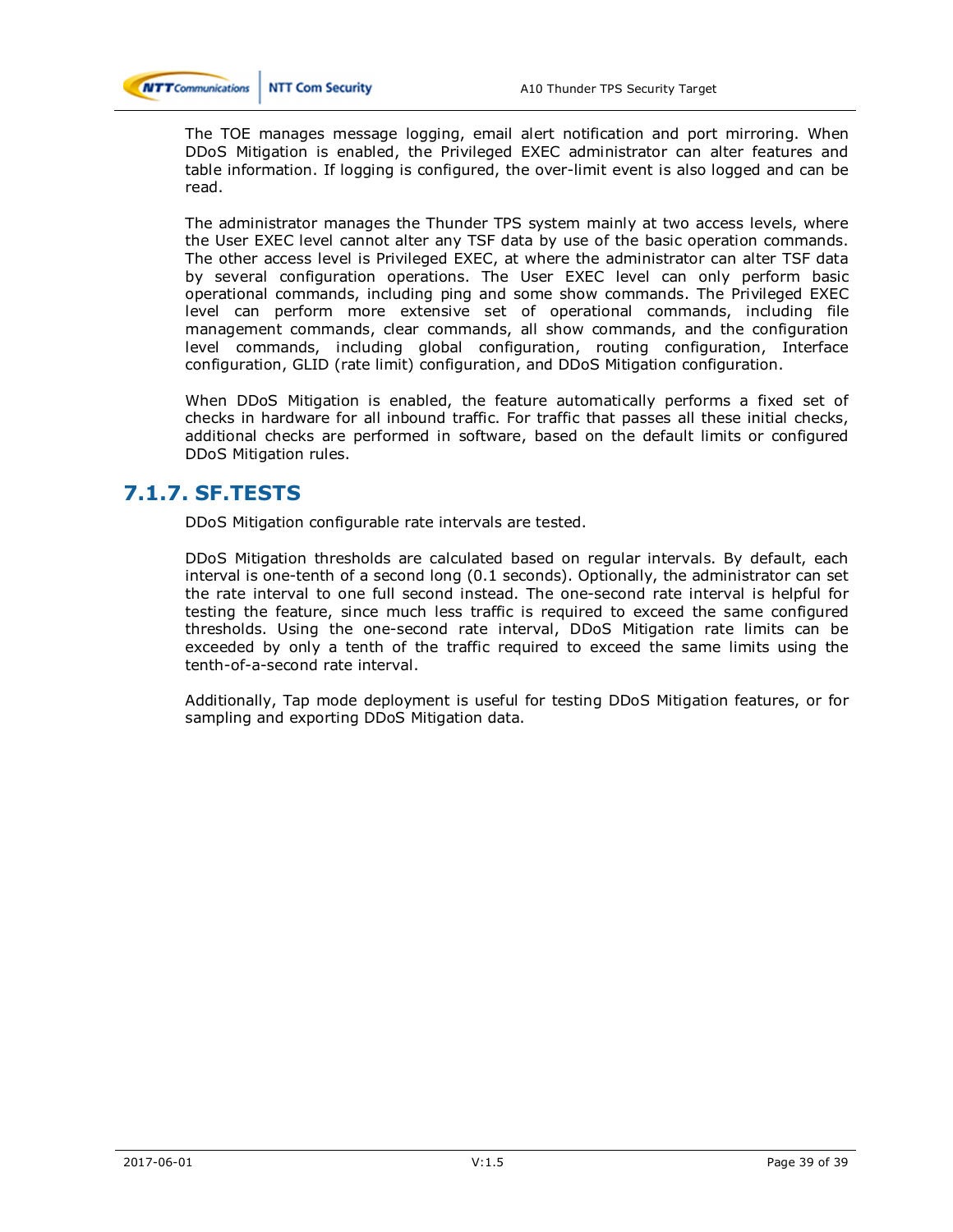The TOE manages message logging, email alert notification and port mirroring. When DDoS Mitigation is enabled, the Privileged EXEC administrator can alter features and table information. If logging is configured, the over-limit event is also logged and can be read.

The administrator manages the Thunder TPS system mainly at two access levels, where the User EXEC level cannot alter any TSF data by use of the basic operation commands. The other access level is Privileged EXEC, at where the administrator can alter TSF data by several configuration operations. The User EXEC level can only perform basic operational commands, including ping and some show commands. The Privileged EXEC level can perform more extensive set of operational commands, including file management commands, clear commands, all show commands, and the configuration level commands, including global configuration, routing configuration, Interface configuration, GLID (rate limit) configuration, and DDoS Mitigation configuration.

When DDoS Mitigation is enabled, the feature automatically performs a fixed set of checks in hardware for all inbound traffic. For traffic that passes all these initial checks, additional checks are performed in software, based on the default limits or configured DDoS Mitigation rules.

### 7.1.7. SF.TESTS

DDoS Mitigation configurable rate intervals are tested.

DDoS Mitigation thresholds are calculated based on regular intervals. By default, each interval is one-tenth of a second long (0.1 seconds). Optionally, the administrator can set the rate interval to one full second instead. The one-second rate interval is helpful for testing the feature, since much less traffic is required to exceed the same configured thresholds. Using the one-second rate interval, DDoS Mitigation rate limits can be exceeded by only a tenth of the traffic required to exceed the same limits using the tenth-of-a-second rate interval.

Additionally, Tap mode deployment is useful for testing DDoS Mitigation features, or for sampling and exporting DDoS Mitigation data.